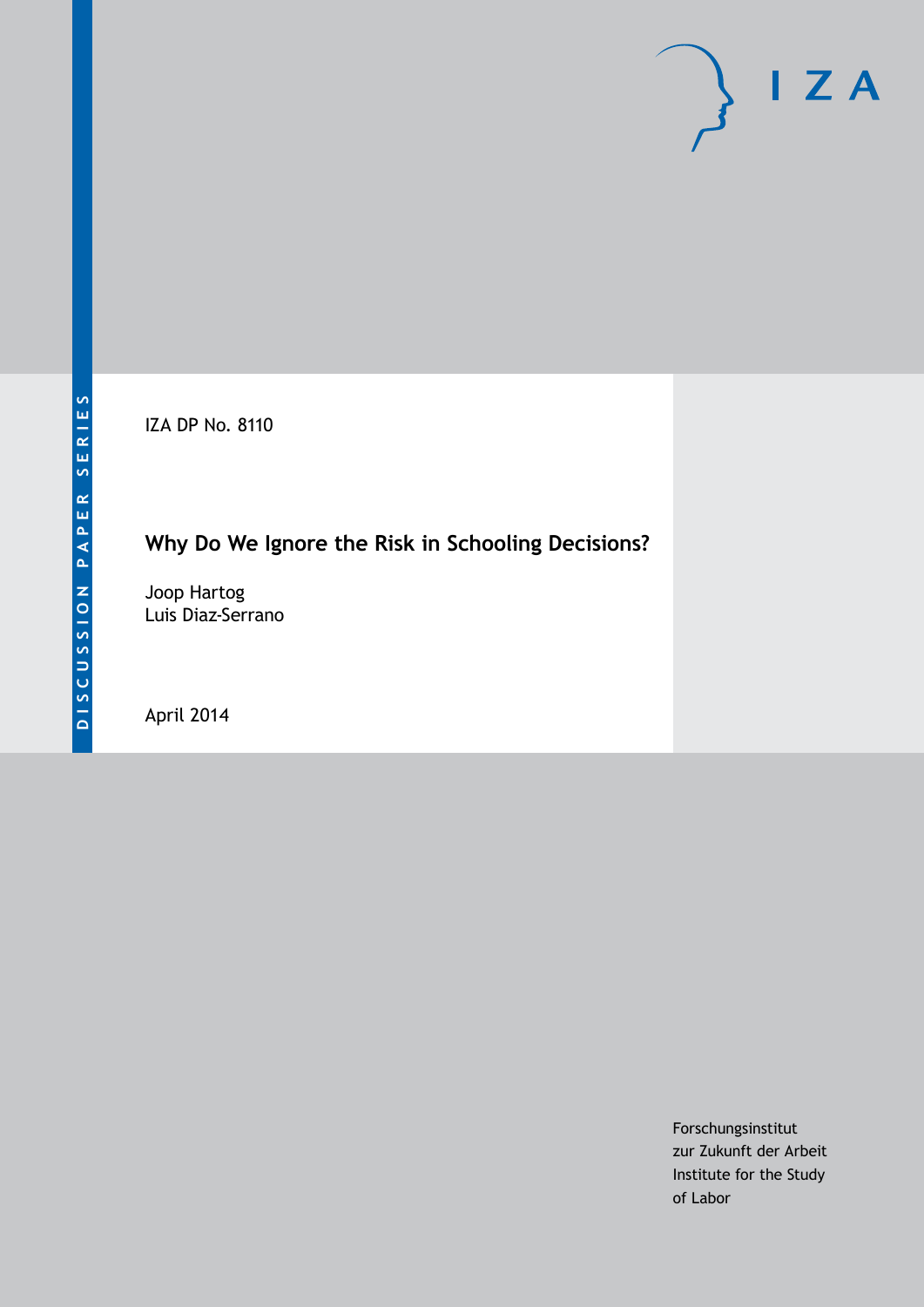DISCUSSION PAPER SERIES

IZA DP No. 8110

# Why Do We Ignore the Risk in Schooling Decisions?

Joop Hartog
Luis Diaz-Serrano

April 2014

Forschungsinstitut
zur Zukunft der Arbeit
Institute for the Study
of Labor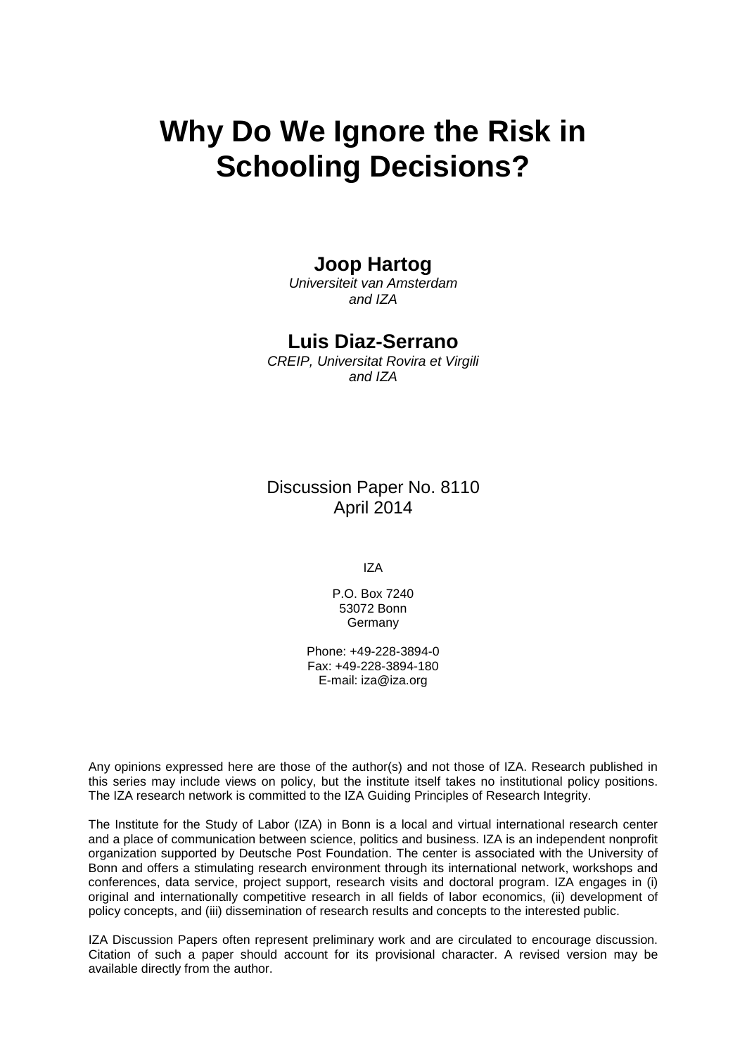# Why Do We Ignore the Risk in Schooling Decisions?

**Joop Hartog**

*Universiteit van Amsterdam and IZA*

**Luis Diaz-Serrano**

*CREIP, Universitat Rovira et Virgili and IZA*

Discussion Paper No. 8110
April 2014

IZA

P.O. Box 7240
53072 Bonn
Germany

Phone: +49-228-3894-0
Fax: +49-228-3894-180
E-mail: iza@iza.org

Any opinions expressed here are those of the author(s) and not those of IZA. Research published in this series may include views on policy, but the institute itself takes no institutional policy positions. The IZA research network is committed to the IZA Guiding Principles of Research Integrity.

The Institute for the Study of Labor (IZA) in Bonn is a local and virtual international research center and a place of communication between science, politics and business. IZA is an independent nonprofit organization supported by Deutsche Post Foundation. The center is associated with the University of Bonn and offers a stimulating research environment through its international network, workshops and conferences, data service, project support, research visits and doctoral program. IZA engages in (i) original and internationally competitive research in all fields of labor economics, (ii) development of policy concepts, and (iii) dissemination of research results and concepts to the interested public.

IZA Discussion Papers often represent preliminary work and are circulated to encourage discussion. Citation of such a paper should account for its provisional character. A revised version may be available directly from the author.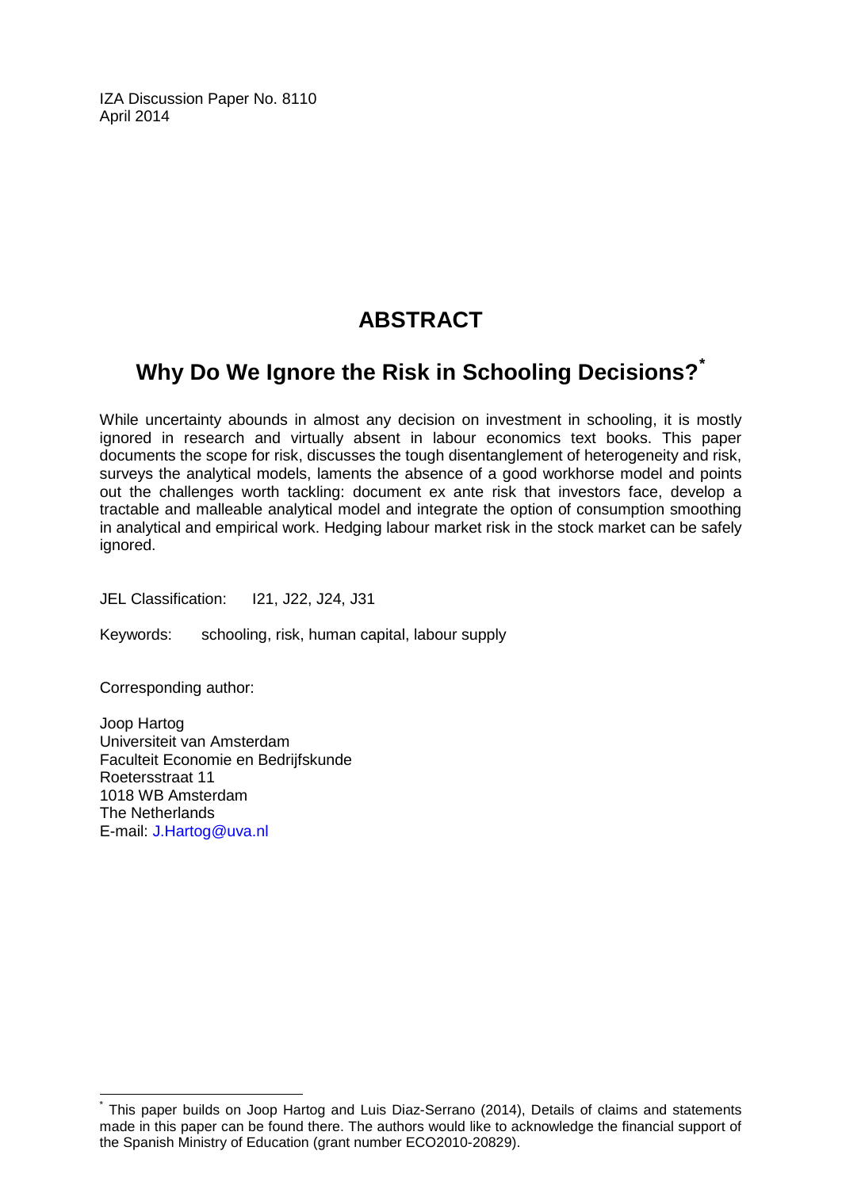IZA Discussion Paper No. 8110
April 2014

# ABSTRACT

## Why Do We Ignore the Risk in Schooling Decisions?*

While uncertainty abounds in almost any decision on investment in schooling, it is mostly ignored in research and virtually absent in labour economics text books. This paper documents the scope for risk, discusses the tough disentanglement of heterogeneity and risk, surveys the analytical models, laments the absence of a good workhorse model and points out the challenges worth tackling: document ex ante risk that investors face, develop a tractable and malleable analytical model and integrate the option of consumption smoothing in analytical and empirical work. Hedging labour market risk in the stock market can be safely ignored.

JEL Classification: I21, J22, J24, J31

Keywords: schooling, risk, human capital, labour supply

Corresponding author:

Joop Hartog
Universiteit van Amsterdam
Faculteit Economie en Bedrijfskunde
Roetersstraat 11
1018 WB Amsterdam
The Netherlands
E-mail: J.Hartog@uva.nl

* This paper builds on Joop Hartog and Luis Diaz-Serrano (2014), Details of claims and statements made in this paper can be found there. The authors would like to acknowledge the financial support of the Spanish Ministry of Education (grant number ECO2010-20829).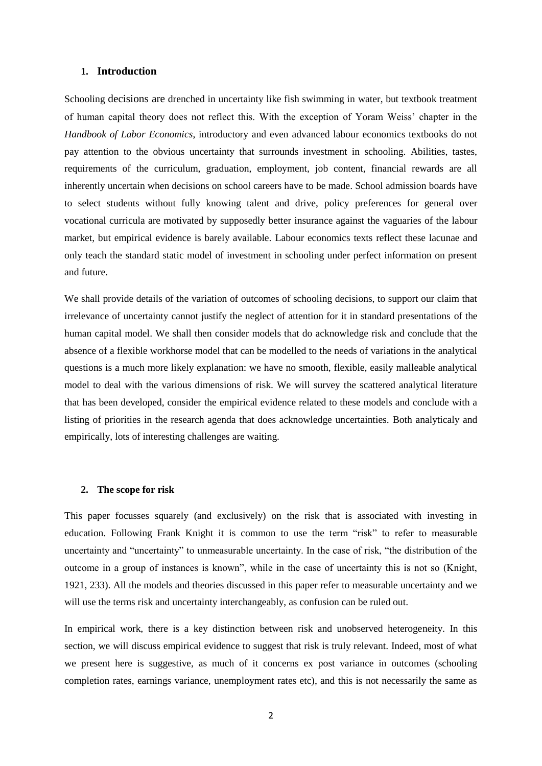## 1. Introduction

Schooling decisions are drenched in uncertainty like fish swimming in water, but textbook treatment of human capital theory does not reflect this. With the exception of Yoram Weiss' chapter in the *Handbook of Labor Economics*, introductory and even advanced labour economics textbooks do not pay attention to the obvious uncertainty that surrounds investment in schooling. Abilities, tastes, requirements of the curriculum, graduation, employment, job content, financial rewards are all inherently uncertain when decisions on school careers have to be made. School admission boards have to select students without fully knowing talent and drive, policy preferences for general over vocational curricula are motivated by supposedly better insurance against the vaguaries of the labour market, but empirical evidence is barely available. Labour economics texts reflect these lacunae and only teach the standard static model of investment in schooling under perfect information on present and future.

We shall provide details of the variation of outcomes of schooling decisions, to support our claim that irrelevance of uncertainty cannot justify the neglect of attention for it in standard presentations of the human capital model. We shall then consider models that do acknowledge risk and conclude that the absence of a flexible workhorse model that can be modelled to the needs of variations in the analytical questions is a much more likely explanation: we have no smooth, flexible, easily malleable analytical model to deal with the various dimensions of risk. We will survey the scattered analytical literature that has been developed, consider the empirical evidence related to these models and conclude with a listing of priorities in the research agenda that does acknowledge uncertainties. Both analyticaly and empirically, lots of interesting challenges are waiting.

## 2. The scope for risk

This paper focusses squarely (and exclusively) on the risk that is associated with investing in education. Following Frank Knight it is common to use the term "risk" to refer to measurable uncertainty and "uncertainty" to unmeasurable uncertainty. In the case of risk, "the distribution of the outcome in a group of instances is known", while in the case of uncertainty this is not so (Knight, 1921, 233). All the models and theories discussed in this paper refer to measurable uncertainty and we will use the terms risk and uncertainty interchangeably, as confusion can be ruled out.

In empirical work, there is a key distinction between risk and unobserved heterogeneity. In this section, we will discuss empirical evidence to suggest that risk is truly relevant. Indeed, most of what we present here is suggestive, as much of it concerns ex post variance in outcomes (schooling completion rates, earnings variance, unemployment rates etc), and this is not necessarily the same as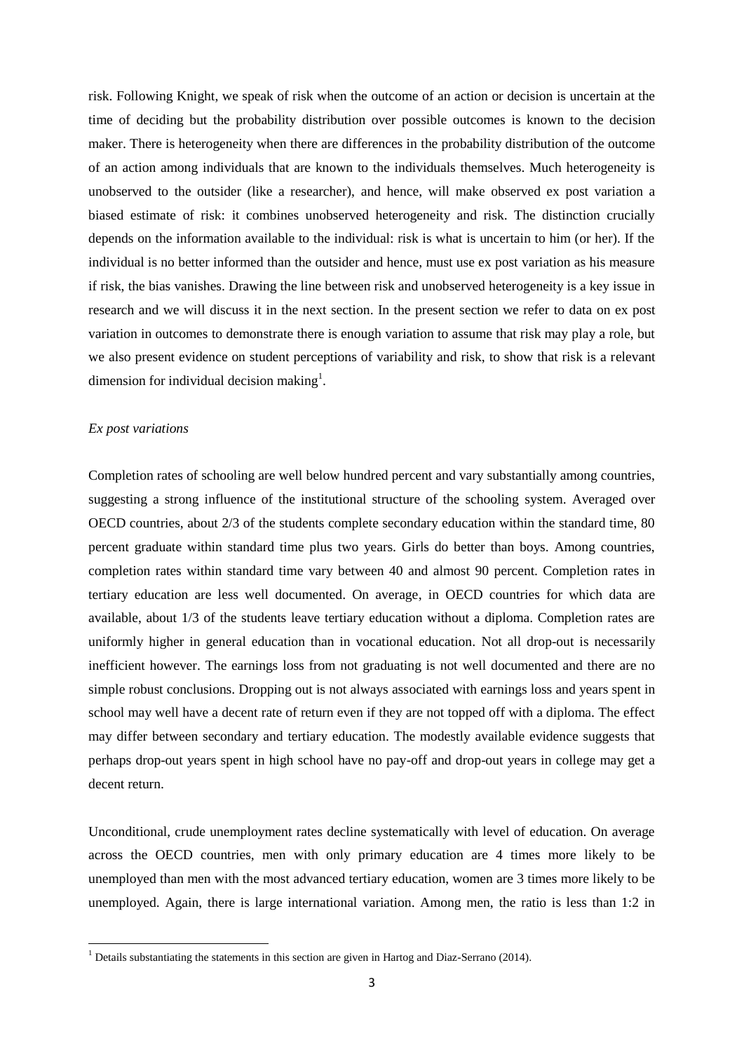risk. Following Knight, we speak of risk when the outcome of an action or decision is uncertain at the time of deciding but the probability distribution over possible outcomes is known to the decision maker. There is heterogeneity when there are differences in the probability distribution of the outcome of an action among individuals that are known to the individuals themselves. Much heterogeneity is unobserved to the outsider (like a researcher), and hence, will make observed ex post variation a biased estimate of risk: it combines unobserved heterogeneity and risk. The distinction crucially depends on the information available to the individual: risk is what is uncertain to him (or her). If the individual is no better informed than the outsider and hence, must use ex post variation as his measure if risk, the bias vanishes. Drawing the line between risk and unobserved heterogeneity is a key issue in research and we will discuss it in the next section. In the present section we refer to data on ex post variation in outcomes to demonstrate there is enough variation to assume that risk may play a role, but we also present evidence on student perceptions of variability and risk, to show that risk is a relevant dimension for individual decision making[1].

*Ex post variations*

Completion rates of schooling are well below hundred percent and vary substantially among countries, suggesting a strong influence of the institutional structure of the schooling system. Averaged over OECD countries, about 2/3 of the students complete secondary education within the standard time, 80 percent graduate within standard time plus two years. Girls do better than boys. Among countries, completion rates within standard time vary between 40 and almost 90 percent. Completion rates in tertiary education are less well documented. On average, in OECD countries for which data are available, about 1/3 of the students leave tertiary education without a diploma. Completion rates are uniformly higher in general education than in vocational education. Not all drop-out is necessarily inefficient however. The earnings loss from not graduating is not well documented and there are no simple robust conclusions. Dropping out is not always associated with earnings loss and years spent in school may well have a decent rate of return even if they are not topped off with a diploma. The effect may differ between secondary and tertiary education. The modestly available evidence suggests that perhaps drop-out years spent in high school have no pay-off and drop-out years in college may get a decent return.

Unconditional, crude unemployment rates decline systematically with level of education. On average across the OECD countries, men with only primary education are 4 times more likely to be unemployed than men with the most advanced tertiary education, women are 3 times more likely to be unemployed. Again, there is large international variation. Among men, the ratio is less than 1:2 in

[1] Details substantiating the statements in this section are given in Hartog and Diaz-Serrano (2014).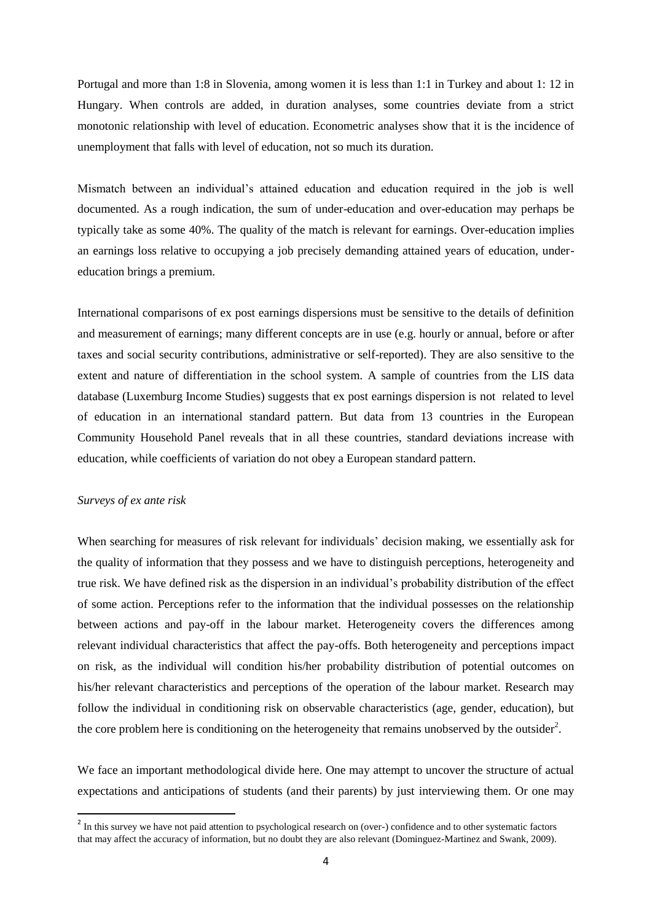Portugal and more than 1:8 in Slovenia, among women it is less than 1:1 in Turkey and about 1: 12 in Hungary. When controls are added, in duration analyses, some countries deviate from a strict monotonic relationship with level of education. Econometric analyses show that it is the incidence of unemployment that falls with level of education, not so much its duration.

Mismatch between an individual's attained education and education required in the job is well documented. As a rough indication, the sum of under-education and over-education may perhaps be typically take as some 40%. The quality of the match is relevant for earnings. Over-education implies an earnings loss relative to occupying a job precisely demanding attained years of education, under-education brings a premium.

International comparisons of ex post earnings dispersions must be sensitive to the details of definition and measurement of earnings; many different concepts are in use (e.g. hourly or annual, before or after taxes and social security contributions, administrative or self-reported). They are also sensitive to the extent and nature of differentiation in the school system. A sample of countries from the LIS data database (Luxemburg Income Studies) suggests that ex post earnings dispersion is not related to level of education in an international standard pattern. But data from 13 countries in the European Community Household Panel reveals that in all these countries, standard deviations increase with education, while coefficients of variation do not obey a European standard pattern.

*Surveys of ex ante risk*

When searching for measures of risk relevant for individuals' decision making, we essentially ask for the quality of information that they possess and we have to distinguish perceptions, heterogeneity and true risk. We have defined risk as the dispersion in an individual's probability distribution of the effect of some action. Perceptions refer to the information that the individual possesses on the relationship between actions and pay-off in the labour market. Heterogeneity covers the differences among relevant individual characteristics that affect the pay-offs. Both heterogeneity and perceptions impact on risk, as the individual will condition his/her probability distribution of potential outcomes on his/her relevant characteristics and perceptions of the operation of the labour market. Research may follow the individual in conditioning risk on observable characteristics (age, gender, education), but the core problem here is conditioning on the heterogeneity that remains unobserved by the outsider[2].

We face an important methodological divide here. One may attempt to uncover the structure of actual expectations and anticipations of students (and their parents) by just interviewing them. Or one may

[2] In this survey we have not paid attention to psychological research on (over-) confidence and to other systematic factors that may affect the accuracy of information, but no doubt they are also relevant (Dominguez-Martinez and Swank, 2009).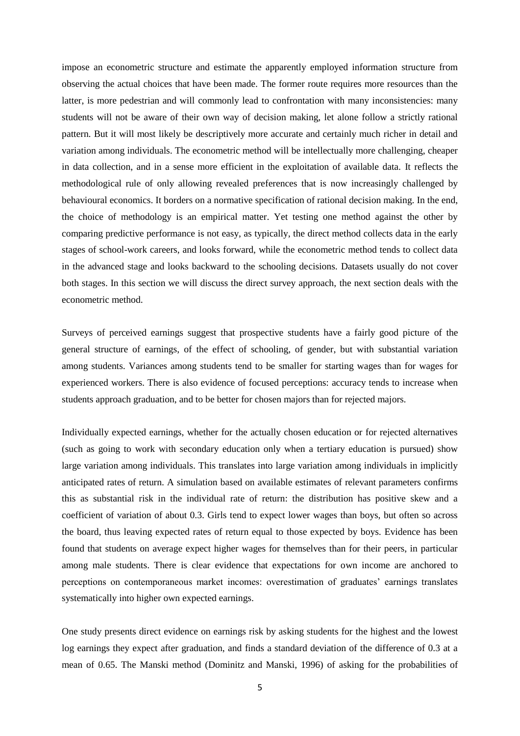impose an econometric structure and estimate the apparently employed information structure from observing the actual choices that have been made. The former route requires more resources than the latter, is more pedestrian and will commonly lead to confrontation with many inconsistencies: many students will not be aware of their own way of decision making, let alone follow a strictly rational pattern. But it will most likely be descriptively more accurate and certainly much richer in detail and variation among individuals. The econometric method will be intellectually more challenging, cheaper in data collection, and in a sense more efficient in the exploitation of available data. It reflects the methodological rule of only allowing revealed preferences that is now increasingly challenged by behavioural economics. It borders on a normative specification of rational decision making. In the end, the choice of methodology is an empirical matter. Yet testing one method against the other by comparing predictive performance is not easy, as typically, the direct method collects data in the early stages of school-work careers, and looks forward, while the econometric method tends to collect data in the advanced stage and looks backward to the schooling decisions. Datasets usually do not cover both stages. In this section we will discuss the direct survey approach, the next section deals with the econometric method.

Surveys of perceived earnings suggest that prospective students have a fairly good picture of the general structure of earnings, of the effect of schooling, of gender, but with substantial variation among students. Variances among students tend to be smaller for starting wages than for wages for experienced workers. There is also evidence of focused perceptions: accuracy tends to increase when students approach graduation, and to be better for chosen majors than for rejected majors.

Individually expected earnings, whether for the actually chosen education or for rejected alternatives (such as going to work with secondary education only when a tertiary education is pursued) show large variation among individuals. This translates into large variation among individuals in implicitly anticipated rates of return. A simulation based on available estimates of relevant parameters confirms this as substantial risk in the individual rate of return: the distribution has positive skew and a coefficient of variation of about 0.3. Girls tend to expect lower wages than boys, but often so across the board, thus leaving expected rates of return equal to those expected by boys. Evidence has been found that students on average expect higher wages for themselves than for their peers, in particular among male students. There is clear evidence that expectations for own income are anchored to perceptions on contemporaneous market incomes: overestimation of graduates' earnings translates systematically into higher own expected earnings.

One study presents direct evidence on earnings risk by asking students for the highest and the lowest log earnings they expect after graduation, and finds a standard deviation of the difference of 0.3 at a mean of 0.65. The Manski method (Dominitz and Manski, 1996) of asking for the probabilities of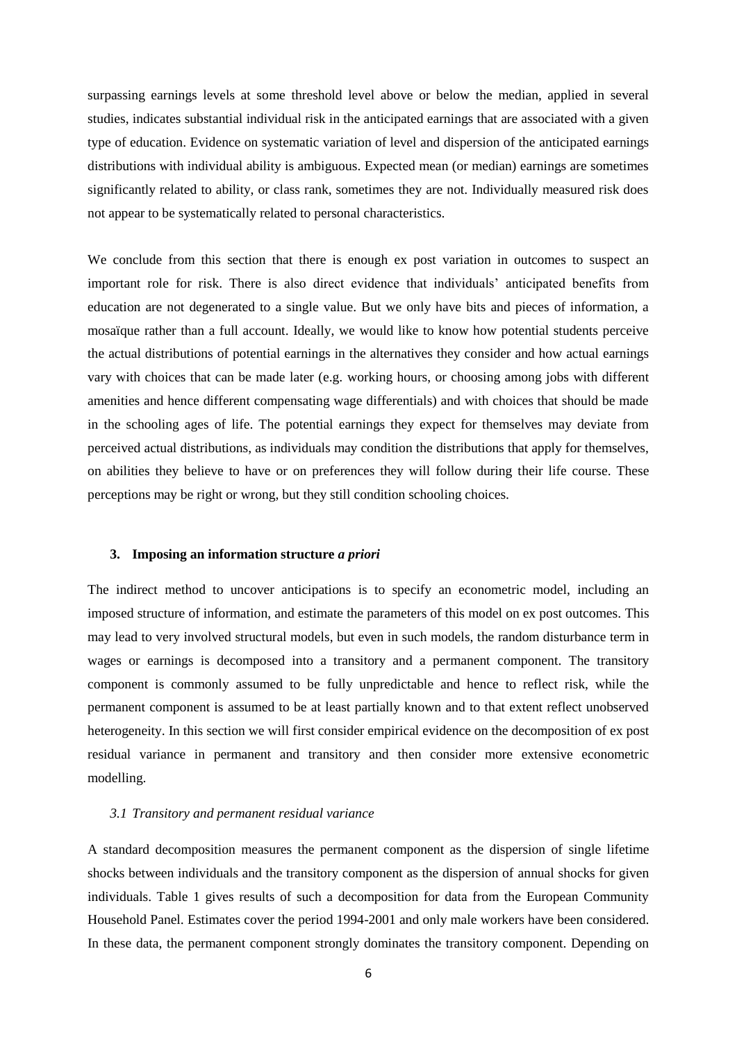surpassing earnings levels at some threshold level above or below the median, applied in several studies, indicates substantial individual risk in the anticipated earnings that are associated with a given type of education. Evidence on systematic variation of level and dispersion of the anticipated earnings distributions with individual ability is ambiguous. Expected mean (or median) earnings are sometimes significantly related to ability, or class rank, sometimes they are not. Individually measured risk does not appear to be systematically related to personal characteristics.

We conclude from this section that there is enough ex post variation in outcomes to suspect an important role for risk. There is also direct evidence that individuals' anticipated benefits from education are not degenerated to a single value. But we only have bits and pieces of information, a mosaïque rather than a full account. Ideally, we would like to know how potential students perceive the actual distributions of potential earnings in the alternatives they consider and how actual earnings vary with choices that can be made later (e.g. working hours, or choosing among jobs with different amenities and hence different compensating wage differentials) and with choices that should be made in the schooling ages of life. The potential earnings they expect for themselves may deviate from perceived actual distributions, as individuals may condition the distributions that apply for themselves, on abilities they believe to have or on preferences they will follow during their life course. These perceptions may be right or wrong, but they still condition schooling choices.

## 3. Imposing an information structure *a priori*

The indirect method to uncover anticipations is to specify an econometric model, including an imposed structure of information, and estimate the parameters of this model on ex post outcomes. This may lead to very involved structural models, but even in such models, the random disturbance term in wages or earnings is decomposed into a transitory and a permanent component. The transitory component is commonly assumed to be fully unpredictable and hence to reflect risk, while the permanent component is assumed to be at least partially known and to that extent reflect unobserved heterogeneity. In this section we will first consider empirical evidence on the decomposition of ex post residual variance in permanent and transitory and then consider more extensive econometric modelling.

### *3.1 Transitory and permanent residual variance*

A standard decomposition measures the permanent component as the dispersion of single lifetime shocks between individuals and the transitory component as the dispersion of annual shocks for given individuals. Table 1 gives results of such a decomposition for data from the European Community Household Panel. Estimates cover the period 1994-2001 and only male workers have been considered. In these data, the permanent component strongly dominates the transitory component. Depending on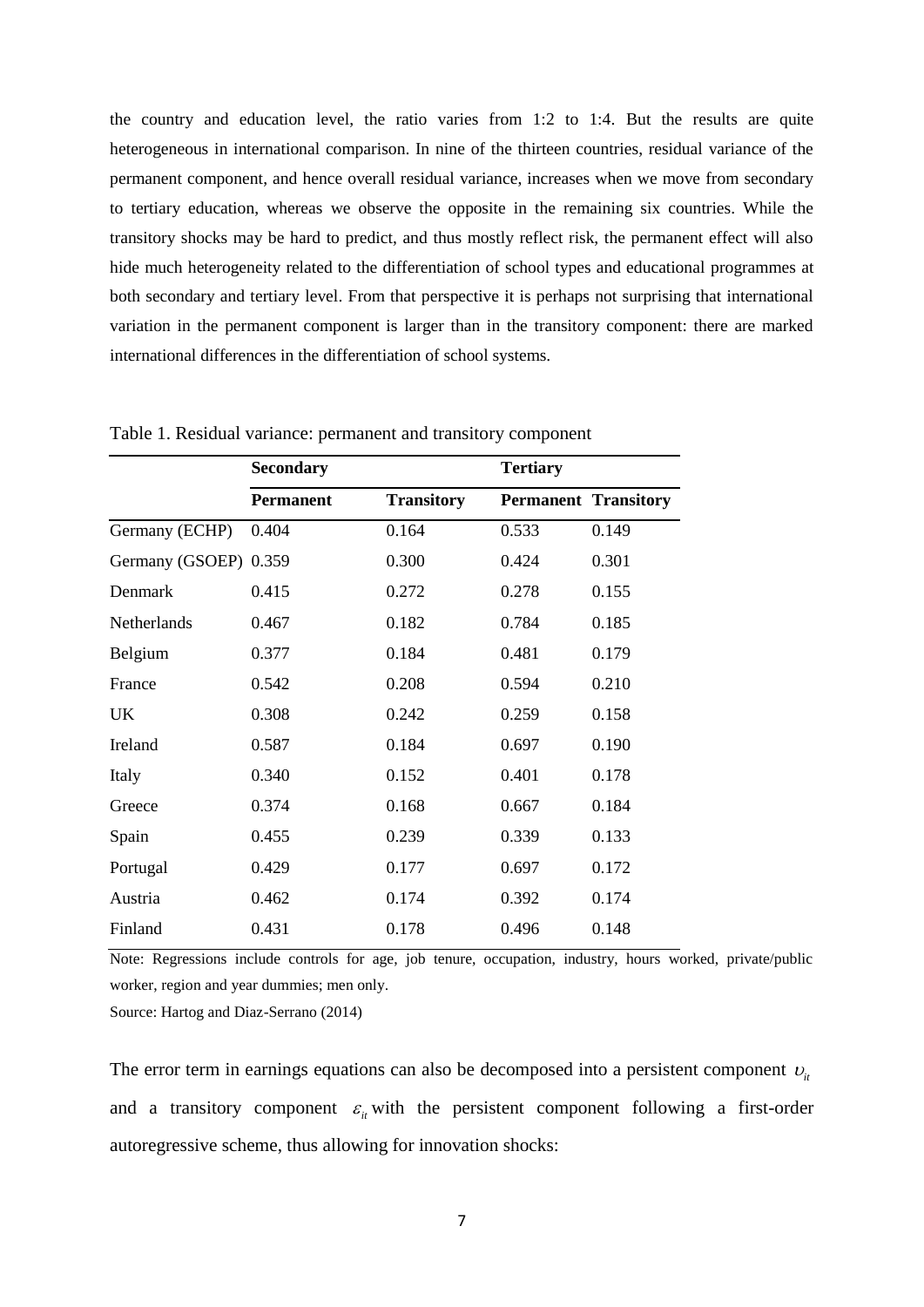the country and education level, the ratio varies from 1:2 to 1:4. But the results are quite heterogeneous in international comparison. In nine of the thirteen countries, residual variance of the permanent component, and hence overall residual variance, increases when we move from secondary to tertiary education, whereas we observe the opposite in the remaining six countries. While the transitory shocks may be hard to predict, and thus mostly reflect risk, the permanent effect will also hide much heterogeneity related to the differentiation of school types and educational programmes at both secondary and tertiary level. From that perspective it is perhaps not surprising that international variation in the permanent component is larger than in the transitory component: there are marked international differences in the differentiation of school systems.

Table 1. Residual variance: permanent and transitory component

| | **Secondary** | | **Tertiary** | |
|---|---|---|---|---|
| | **Permanent** | **Transitory** | **Permanent** | **Transitory** |
| Germany (ECHP) | 0.404 | 0.164 | 0.533 | 0.149 |
| Germany (GSOEP) | 0.359 | 0.300 | 0.424 | 0.301 |
| Denmark | 0.415 | 0.272 | 0.278 | 0.155 |
| Netherlands | 0.467 | 0.182 | 0.784 | 0.185 |
| Belgium | 0.377 | 0.184 | 0.481 | 0.179 |
| France | 0.542 | 0.208 | 0.594 | 0.210 |
| UK | 0.308 | 0.242 | 0.259 | 0.158 |
| Ireland | 0.587 | 0.184 | 0.697 | 0.190 |
| Italy | 0.340 | 0.152 | 0.401 | 0.178 |
| Greece | 0.374 | 0.168 | 0.667 | 0.184 |
| Spain | 0.455 | 0.239 | 0.339 | 0.133 |
| Portugal | 0.429 | 0.177 | 0.697 | 0.172 |
| Austria | 0.462 | 0.174 | 0.392 | 0.174 |
| Finland | 0.431 | 0.178 | 0.496 | 0.148 |

Note: Regressions include controls for age, job tenure, occupation, industry, hours worked, private/public worker, region and year dummies; men only.

Source: Hartog and Diaz-Serrano (2014)

The error term in earnings equations can also be decomposed into a persistent component $\upsilon_{it}$ and a transitory component $\varepsilon_{it}$ with the persistent component following a first-order autoregressive scheme, thus allowing for innovation shocks: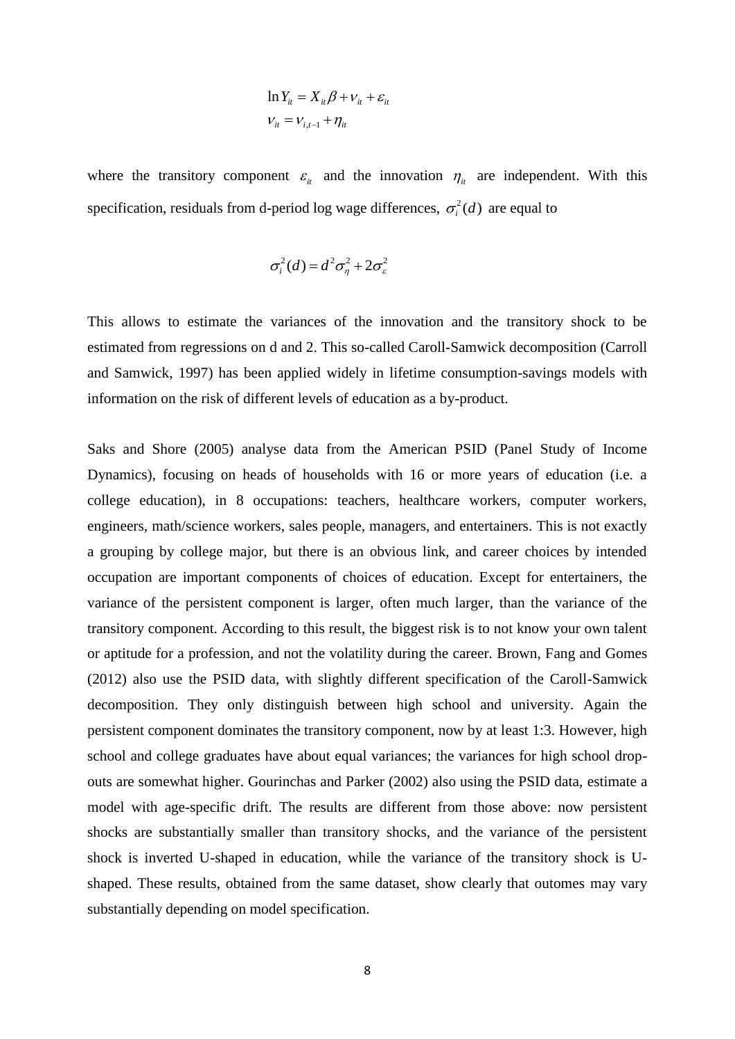$$\ln Y_{it} = X_{it}\beta + \nu_{it} + \varepsilon_{it}$$
$$\nu_{it} = \nu_{i,t-1} + \eta_{it}$$

where the transitory component $\varepsilon_{it}$ and the innovation $\eta_{it}$ are independent. With this specification, residuals from d-period log wage differences, $\sigma_i^2(d)$ are equal to

$$\sigma_i^2(d) = d^2\sigma_\eta^2 + 2\sigma_\varepsilon^2$$

This allows to estimate the variances of the innovation and the transitory shock to be estimated from regressions on d and 2. This so-called Caroll-Samwick decomposition (Carroll and Samwick, 1997) has been applied widely in lifetime consumption-savings models with information on the risk of different levels of education as a by-product.

Saks and Shore (2005) analyse data from the American PSID (Panel Study of Income Dynamics), focusing on heads of households with 16 or more years of education (i.e. a college education), in 8 occupations: teachers, healthcare workers, computer workers, engineers, math/science workers, sales people, managers, and entertainers. This is not exactly a grouping by college major, but there is an obvious link, and career choices by intended occupation are important components of choices of education. Except for entertainers, the variance of the persistent component is larger, often much larger, than the variance of the transitory component. According to this result, the biggest risk is to not know your own talent or aptitude for a profession, and not the volatility during the career. Brown, Fang and Gomes (2012) also use the PSID data, with slightly different specification of the Caroll-Samwick decomposition. They only distinguish between high school and university. Again the persistent component dominates the transitory component, now by at least 1:3. However, high school and college graduates have about equal variances; the variances for high school drop-outs are somewhat higher. Gourinchas and Parker (2002) also using the PSID data, estimate a model with age-specific drift. The results are different from those above: now persistent shocks are substantially smaller than transitory shocks, and the variance of the persistent shock is inverted U-shaped in education, while the variance of the transitory shock is U-shaped. These results, obtained from the same dataset, show clearly that outomes may vary substantially depending on model specification.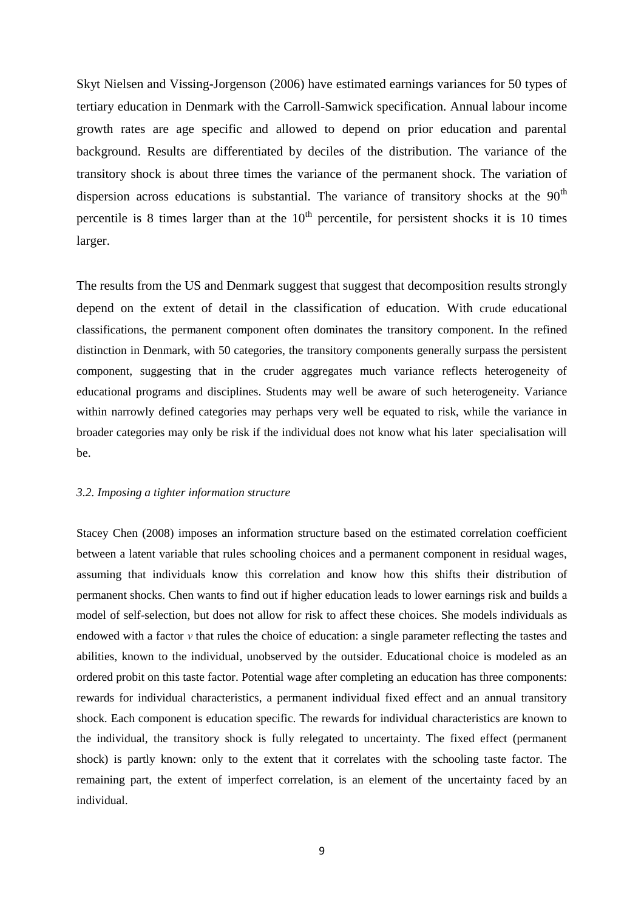Skyt Nielsen and Vissing-Jorgenson (2006) have estimated earnings variances for 50 types of tertiary education in Denmark with the Carroll-Samwick specification. Annual labour income growth rates are age specific and allowed to depend on prior education and parental background. Results are differentiated by deciles of the distribution. The variance of the transitory shock is about three times the variance of the permanent shock. The variation of dispersion across educations is substantial. The variance of transitory shocks at the $90^{th}$ percentile is 8 times larger than at the $10^{th}$ percentile, for persistent shocks it is 10 times larger.

The results from the US and Denmark suggest that suggest that decomposition results strongly depend on the extent of detail in the classification of education. With crude educational classifications, the permanent component often dominates the transitory component. In the refined distinction in Denmark, with 50 categories, the transitory components generally surpass the persistent component, suggesting that in the cruder aggregates much variance reflects heterogeneity of educational programs and disciplines. Students may well be aware of such heterogeneity. Variance within narrowly defined categories may perhaps very well be equated to risk, while the variance in broader categories may only be risk if the individual does not know what his later specialisation will be.

### *3.2. Imposing a tighter information structure*

Stacey Chen (2008) imposes an information structure based on the estimated correlation coefficient between a latent variable that rules schooling choices and a permanent component in residual wages, assuming that individuals know this correlation and know how this shifts their distribution of permanent shocks. Chen wants to find out if higher education leads to lower earnings risk and builds a model of self-selection, but does not allow for risk to affect these choices. She models individuals as endowed with a factor $v$ that rules the choice of education: a single parameter reflecting the tastes and abilities, known to the individual, unobserved by the outsider. Educational choice is modeled as an ordered probit on this taste factor. Potential wage after completing an education has three components: rewards for individual characteristics, a permanent individual fixed effect and an annual transitory shock. Each component is education specific. The rewards for individual characteristics are known to the individual, the transitory shock is fully relegated to uncertainty. The fixed effect (permanent shock) is partly known: only to the extent that it correlates with the schooling taste factor. The remaining part, the extent of imperfect correlation, is an element of the uncertainty faced by an individual.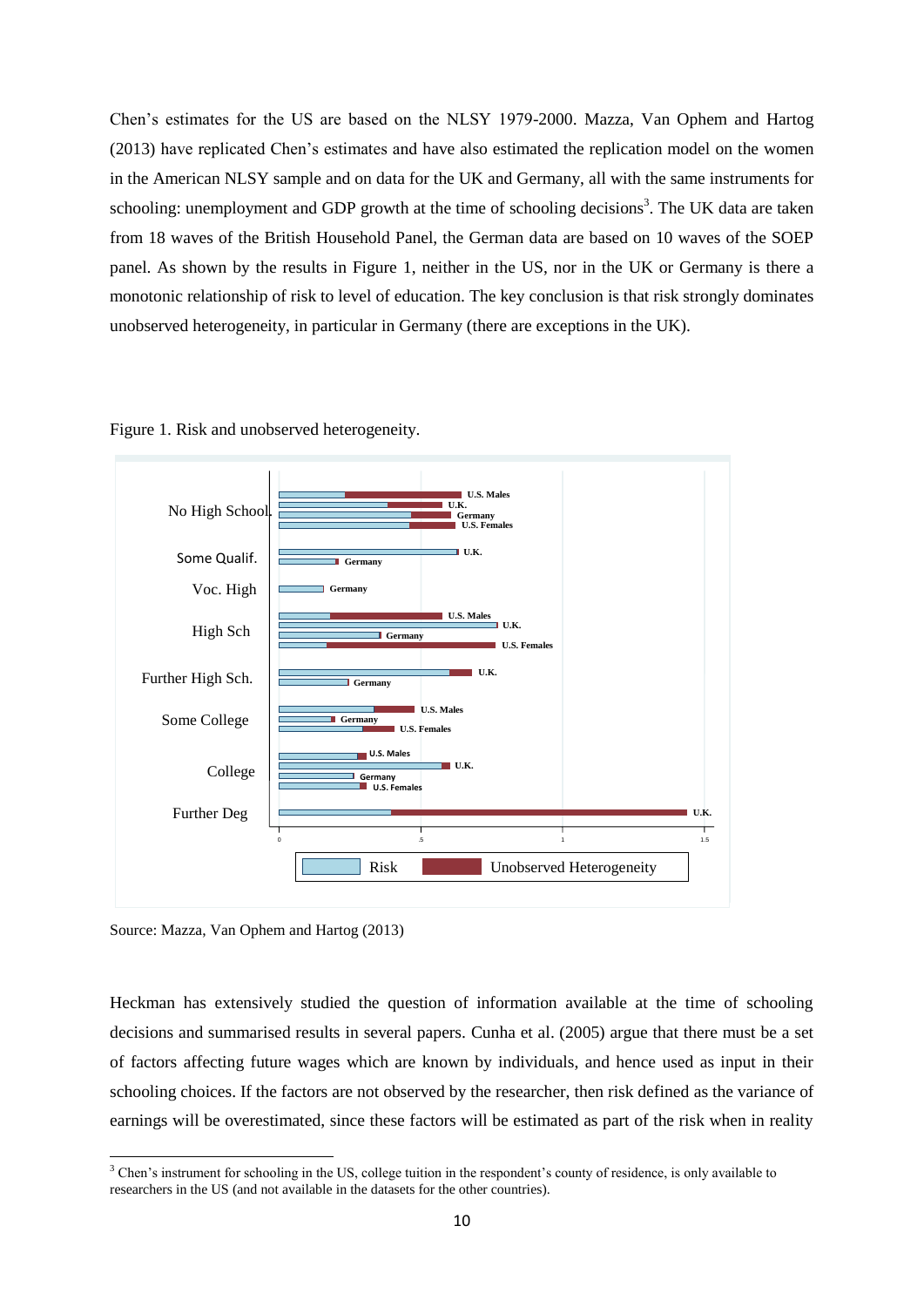Chen's estimates for the US are based on the NLSY 1979-2000. Mazza, Van Ophem and Hartog (2013) have replicated Chen's estimates and have also estimated the replication model on the women in the American NLSY sample and on data for the UK and Germany, all with the same instruments for schooling: unemployment and GDP growth at the time of schooling decisions[3]. The UK data are taken from 18 waves of the British Household Panel, the German data are based on 10 waves of the SOEP panel. As shown by the results in Figure 1, neither in the US, nor in the UK or Germany is there a monotonic relationship of risk to level of education. The key conclusion is that risk strongly dominates unobserved heterogeneity, in particular in Germany (there are exceptions in the UK).

Figure 1. Risk and unobserved heterogeneity.

No High School
U.S. Males
U.K.
Germany
U.S. Females

Some Qualif.
U.K.
Germany

Voc. High
Germany

High Sch
U.S. Males
U.K.
Germany
U.S. Females

Further High Sch.
U.K.
Germany

Some College
U.S. Males
Germany
U.S. Females

College
U.S. Males
U.K.
Germany
U.S. Females

Further Deg
U.K.

0 .5 1 1.5

Risk
Unobserved Heterogeneity

Source: Mazza, Van Ophem and Hartog (2013)

Heckman has extensively studied the question of information available at the time of schooling decisions and summarised results in several papers. Cunha et al. (2005) argue that there must be a set of factors affecting future wages which are known by individuals, and hence used as input in their schooling choices. If the factors are not observed by the researcher, then risk defined as the variance of earnings will be overestimated, since these factors will be estimated as part of the risk when in reality

[3] Chen's instrument for schooling in the US, college tuition in the respondent's county of residence, is only available to researchers in the US (and not available in the datasets for the other countries).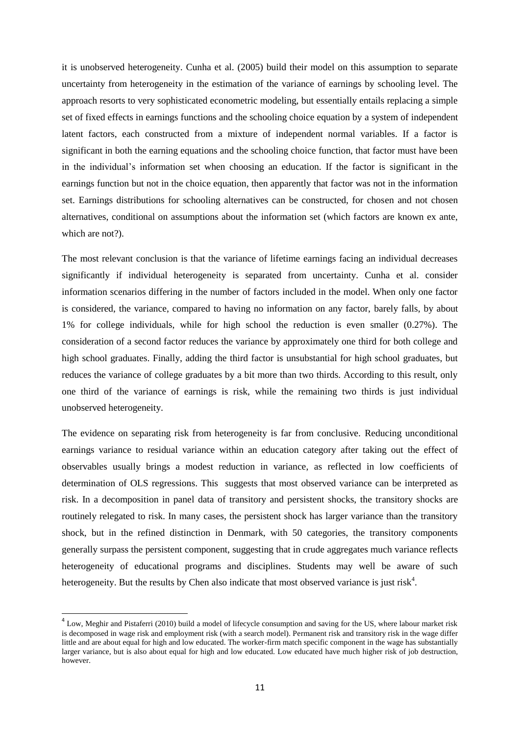it is unobserved heterogeneity. Cunha et al. (2005) build their model on this assumption to separate uncertainty from heterogeneity in the estimation of the variance of earnings by schooling level. The approach resorts to very sophisticated econometric modeling, but essentially entails replacing a simple set of fixed effects in earnings functions and the schooling choice equation by a system of independent latent factors, each constructed from a mixture of independent normal variables. If a factor is significant in both the earning equations and the schooling choice function, that factor must have been in the individual's information set when choosing an education. If the factor is significant in the earnings function but not in the choice equation, then apparently that factor was not in the information set. Earnings distributions for schooling alternatives can be constructed, for chosen and not chosen alternatives, conditional on assumptions about the information set (which factors are known ex ante, which are not?).

The most relevant conclusion is that the variance of lifetime earnings facing an individual decreases significantly if individual heterogeneity is separated from uncertainty. Cunha et al. consider information scenarios differing in the number of factors included in the model. When only one factor is considered, the variance, compared to having no information on any factor, barely falls, by about 1% for college individuals, while for high school the reduction is even smaller (0.27%). The consideration of a second factor reduces the variance by approximately one third for both college and high school graduates. Finally, adding the third factor is unsubstantial for high school graduates, but reduces the variance of college graduates by a bit more than two thirds. According to this result, only one third of the variance of earnings is risk, while the remaining two thirds is just individual unobserved heterogeneity.

The evidence on separating risk from heterogeneity is far from conclusive. Reducing unconditional earnings variance to residual variance within an education category after taking out the effect of observables usually brings a modest reduction in variance, as reflected in low coefficients of determination of OLS regressions. This suggests that most observed variance can be interpreted as risk. In a decomposition in panel data of transitory and persistent shocks, the transitory shocks are routinely relegated to risk. In many cases, the persistent shock has larger variance than the transitory shock, but in the refined distinction in Denmark, with 50 categories, the transitory components generally surpass the persistent component, suggesting that in crude aggregates much variance reflects heterogeneity of educational programs and disciplines. Students may well be aware of such heterogeneity. But the results by Chen also indicate that most observed variance is just risk[4].

[4] Low, Meghir and Pistaferri (2010) build a model of lifecycle consumption and saving for the US, where labour market risk is decomposed in wage risk and employment risk (with a search model). Permanent risk and transitory risk in the wage differ little and are about equal for high and low educated. The worker-firm match specific component in the wage has substantially larger variance, but is also about equal for high and low educated. Low educated have much higher risk of job destruction, however.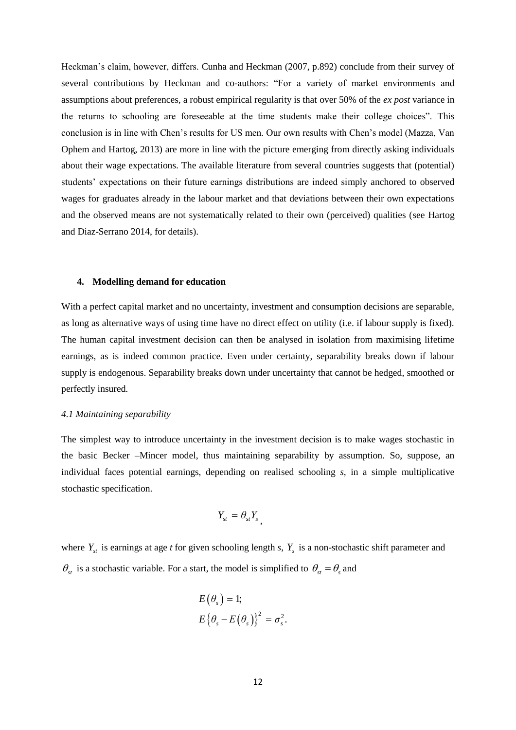Heckman's claim, however, differs. Cunha and Heckman (2007, p.892) conclude from their survey of several contributions by Heckman and co-authors: "For a variety of market environments and assumptions about preferences, a robust empirical regularity is that over 50% of the *ex post* variance in the returns to schooling are foreseeable at the time students make their college choices". This conclusion is in line with Chen's results for US men. Our own results with Chen's model (Mazza, Van Ophem and Hartog, 2013) are more in line with the picture emerging from directly asking individuals about their wage expectations. The available literature from several countries suggests that (potential) students' expectations on their future earnings distributions are indeed simply anchored to observed wages for graduates already in the labour market and that deviations between their own expectations and the observed means are not systematically related to their own (perceived) qualities (see Hartog and Diaz-Serrano 2014, for details).

## 4. Modelling demand for education

With a perfect capital market and no uncertainty, investment and consumption decisions are separable, as long as alternative ways of using time have no direct effect on utility (i.e. if labour supply is fixed). The human capital investment decision can then be analysed in isolation from maximising lifetime earnings, as is indeed common practice. Even under certainty, separability breaks down if labour supply is endogenous. Separability breaks down under uncertainty that cannot be hedged, smoothed or perfectly insured.

### *4.1 Maintaining separability*

The simplest way to introduce uncertainty in the investment decision is to make wages stochastic in the basic Becker –Mincer model, thus maintaining separability by assumption. So, suppose, an individual faces potential earnings, depending on realised schooling *s*, in a simple multiplicative stochastic specification.

$$Y_{st} = \theta_{st} Y_s ,$$

where $Y_{st}$ is earnings at age *t* for given schooling length *s*, $Y_s$ is a non-stochastic shift parameter and $\theta_{st}$ is a stochastic variable. For a start, the model is simplified to $\theta_{st} = \theta_s$ and

$$E(\theta_s) = 1;$$
$$E\{\theta_s - E(\theta_s)\}^2 = \sigma_s^2.$$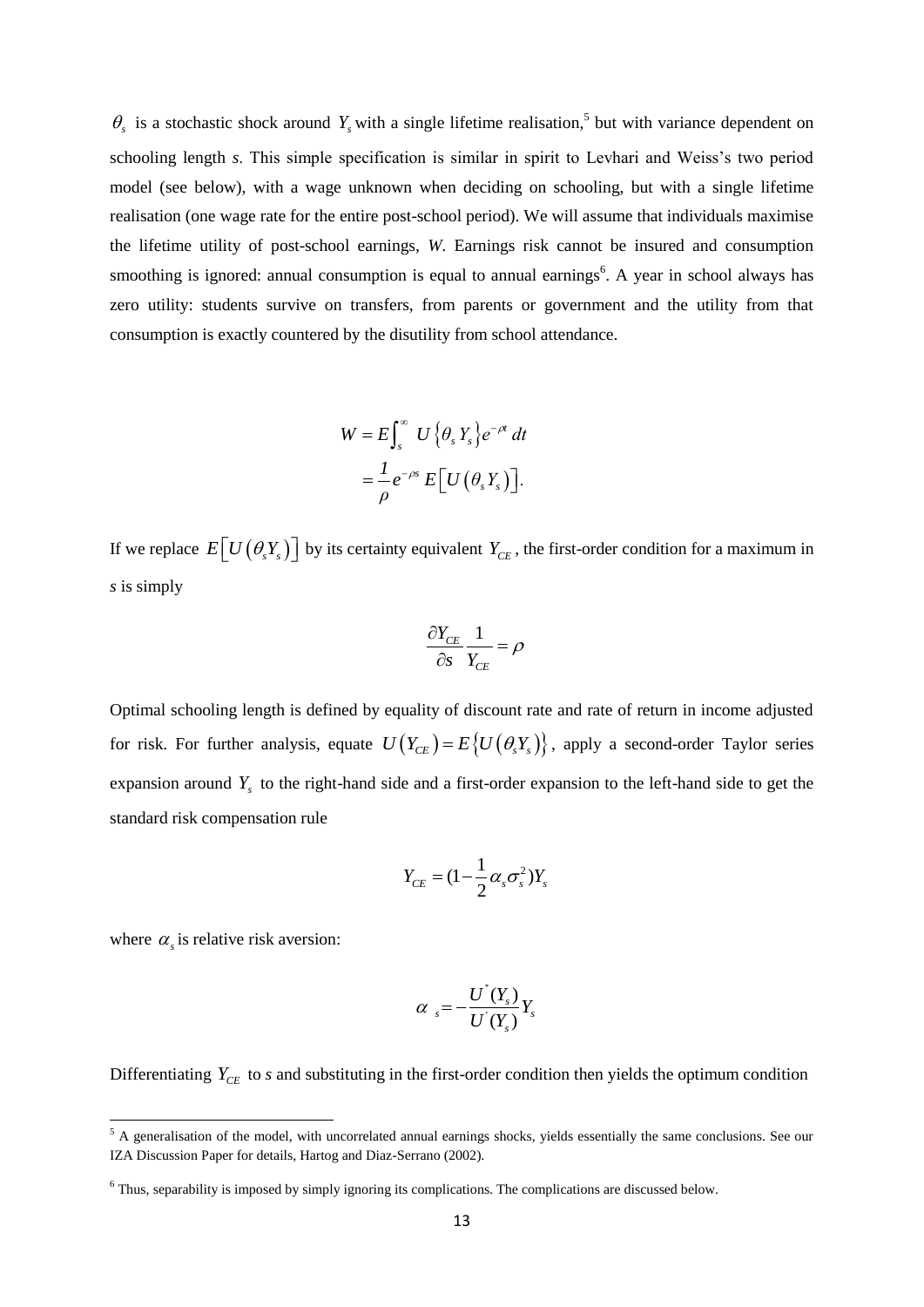$\theta_s$ is a stochastic shock around $Y_s$ with a single lifetime realisation,[5] but with variance dependent on schooling length *s*. This simple specification is similar in spirit to Levhari and Weiss's two period model (see below), with a wage unknown when deciding on schooling, but with a single lifetime realisation (one wage rate for the entire post-school period). We will assume that individuals maximise the lifetime utility of post-school earnings, *W*. Earnings risk cannot be insured and consumption smoothing is ignored: annual consumption is equal to annual earnings[6]. A year in school always has zero utility: students survive on transfers, from parents or government and the utility from that consumption is exactly countered by the disutility from school attendance.

$$
\begin{aligned}
W &= E\int_s^{\infty} U\left\{\theta_s Y_s\right\} e^{-\rho t}\, dt \\
&= \frac{1}{\rho} e^{-\rho s} E\left[U\left(\theta_s Y_s\right)\right].
\end{aligned}
$$

If we replace $E\left[U\left(\theta_s Y_s\right)\right]$ by its certainty equivalent $Y_{CE}$, the first-order condition for a maximum in *s* is simply

$$
\frac{\partial Y_{CE}}{\partial s}\frac{1}{Y_{CE}} = \rho
$$

Optimal schooling length is defined by equality of discount rate and rate of return in income adjusted for risk. For further analysis, equate $U\left(Y_{CE}\right) = E\left\{U\left(\theta_s Y_s\right)\right\}$, apply a second-order Taylor series expansion around $Y_s$ to the right-hand side and a first-order expansion to the left-hand side to get the standard risk compensation rule

$$
Y_{CE} = (1 - \frac{1}{2}\alpha_s \sigma_s^2) Y_s
$$

where $\alpha_s$ is relative risk aversion:

$$
\alpha_s = -\frac{U^{''}(Y_s)}{U^{'}(Y_s)} Y_s
$$

Differentiating $Y_{CE}$ to *s* and substituting in the first-order condition then yields the optimum condition

---

[5] A generalisation of the model, with uncorrelated annual earnings shocks, yields essentially the same conclusions. See our IZA Discussion Paper for details, Hartog and Diaz-Serrano (2002).

[6] Thus, separability is imposed by simply ignoring its complications. The complications are discussed below.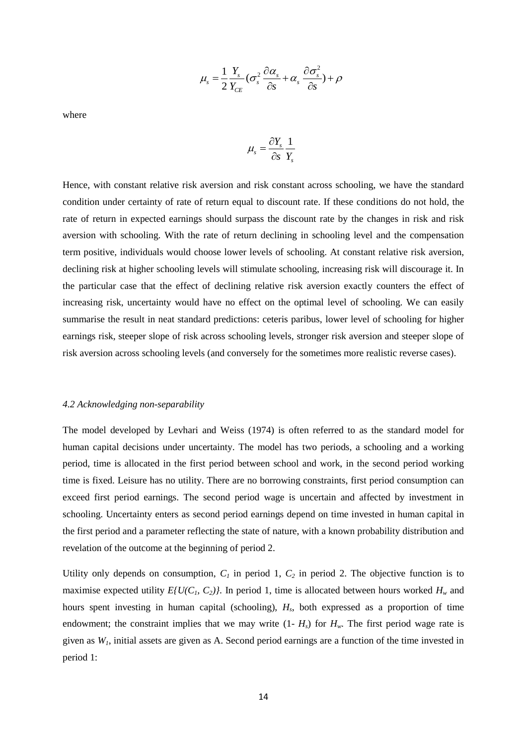$$\mu_s = \frac{1}{2}\frac{Y_s}{Y_{CE}}(\sigma_s^2 \frac{\partial \alpha_s}{\partial s} + \alpha_s \frac{\partial \sigma_s^2}{\partial s}) + \rho$$

where

$$\mu_s = \frac{\partial Y_s}{\partial s}\frac{1}{Y_s}$$

Hence, with constant relative risk aversion and risk constant across schooling, we have the standard condition under certainty of rate of return equal to discount rate. If these conditions do not hold, the rate of return in expected earnings should surpass the discount rate by the changes in risk and risk aversion with schooling. With the rate of return declining in schooling level and the compensation term positive, individuals would choose lower levels of schooling. At constant relative risk aversion, declining risk at higher schooling levels will stimulate schooling, increasing risk will discourage it. In the particular case that the effect of declining relative risk aversion exactly counters the effect of increasing risk, uncertainty would have no effect on the optimal level of schooling. We can easily summarise the result in neat standard predictions: ceteris paribus, lower level of schooling for higher earnings risk, steeper slope of risk across schooling levels, stronger risk aversion and steeper slope of risk aversion across schooling levels (and conversely for the sometimes more realistic reverse cases).

### *4.2 Acknowledging non-separability*

The model developed by Levhari and Weiss (1974) is often referred to as the standard model for human capital decisions under uncertainty. The model has two periods, a schooling and a working period, time is allocated in the first period between school and work, in the second period working time is fixed. Leisure has no utility. There are no borrowing constraints, first period consumption can exceed first period earnings. The second period wage is uncertain and affected by investment in schooling. Uncertainty enters as second period earnings depend on time invested in human capital in the first period and a parameter reflecting the state of nature, with a known probability distribution and revelation of the outcome at the beginning of period 2.

Utility only depends on consumption, $C_1$ in period 1, $C_2$ in period 2. The objective function is to maximise expected utility $E\{U(C_1, C_2)\}$. In period 1, time is allocated between hours worked $H_w$ and hours spent investing in human capital (schooling), $H_s$, both expressed as a proportion of time endowment; the constraint implies that we may write $(1- H_s)$ for $H_w$. The first period wage rate is given as $W_1$, initial assets are given as A. Second period earnings are a function of the time invested in period 1: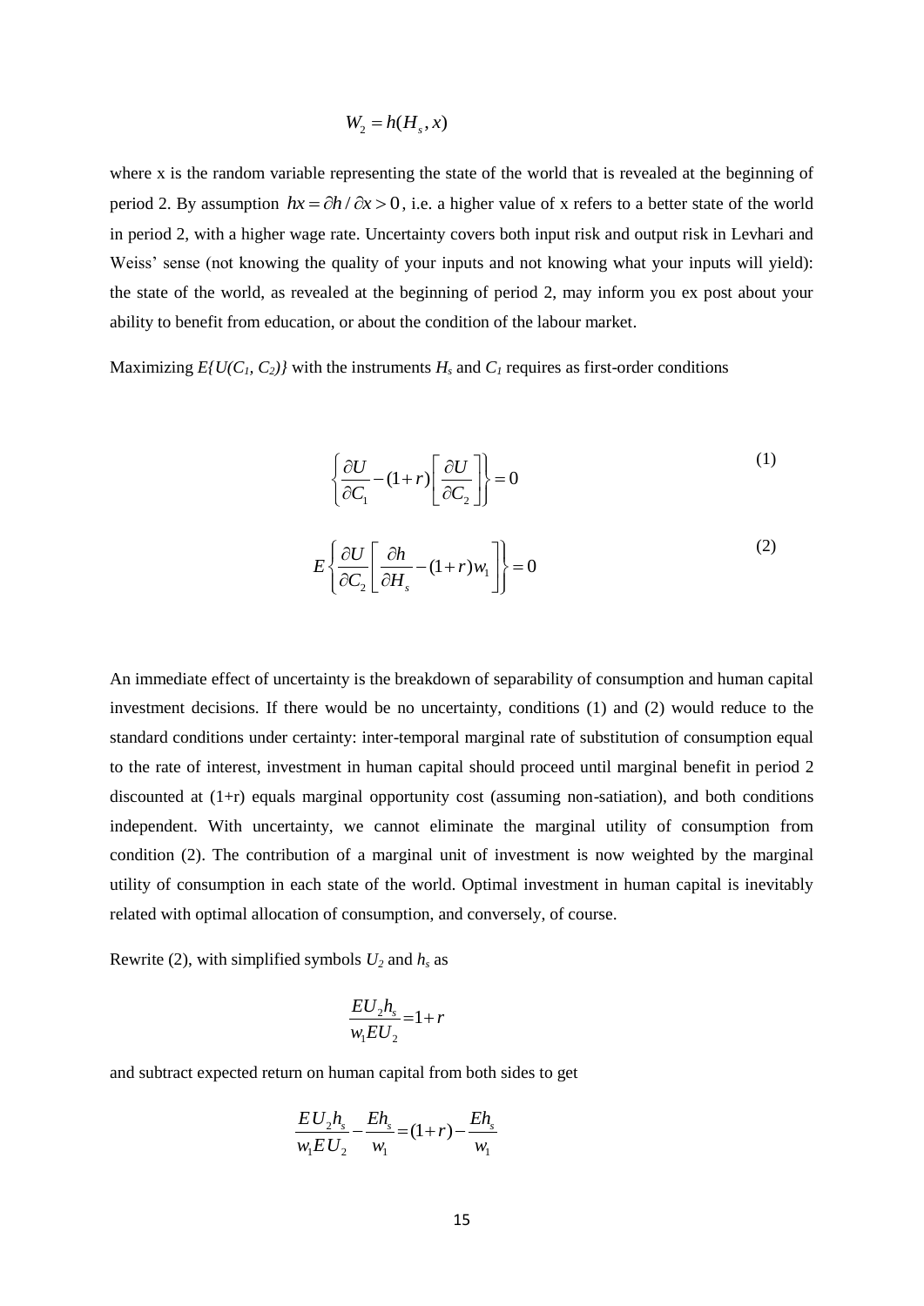$$W_2 = h(H_s, x)$$

where x is the random variable representing the state of the world that is revealed at the beginning of period 2. By assumption $hx = \partial h / \partial x > 0$, i.e. a higher value of x refers to a better state of the world in period 2, with a higher wage rate. Uncertainty covers both input risk and output risk in Levhari and Weiss' sense (not knowing the quality of your inputs and not knowing what your inputs will yield): the state of the world, as revealed at the beginning of period 2, may inform you ex post about your ability to benefit from education, or about the condition of the labour market.

Maximizing $E\{U(C_1, C_2)\}$ with the instruments $H_s$ and $C_1$ requires as first-order conditions

$$\left\{ \frac{\partial U}{\partial C_1} - (1+r)\left[ \frac{\partial U}{\partial C_2} \right] \right\} = 0 \tag{1}$$

$$E\left\{ \frac{\partial U}{\partial C_2}\left[ \frac{\partial h}{\partial H_s} - (1+r)w_1 \right] \right\} = 0 \tag{2}$$

An immediate effect of uncertainty is the breakdown of separability of consumption and human capital investment decisions. If there would be no uncertainty, conditions (1) and (2) would reduce to the standard conditions under certainty: inter-temporal marginal rate of substitution of consumption equal to the rate of interest, investment in human capital should proceed until marginal benefit in period 2 discounted at (1+r) equals marginal opportunity cost (assuming non-satiation), and both conditions independent. With uncertainty, we cannot eliminate the marginal utility of consumption from condition (2). The contribution of a marginal unit of investment is now weighted by the marginal utility of consumption in each state of the world. Optimal investment in human capital is inevitably related with optimal allocation of consumption, and conversely, of course.

Rewrite (2), with simplified symbols $U_2$ and $h_s$ as

$$\frac{EU_2 h_s}{w_1 EU_2} = 1 + r$$

and subtract expected return on human capital from both sides to get

$$\frac{EU_2 h_s}{w_1 EU_2} - \frac{Eh_s}{w_1} = (1+r) - \frac{Eh_s}{w_1}$$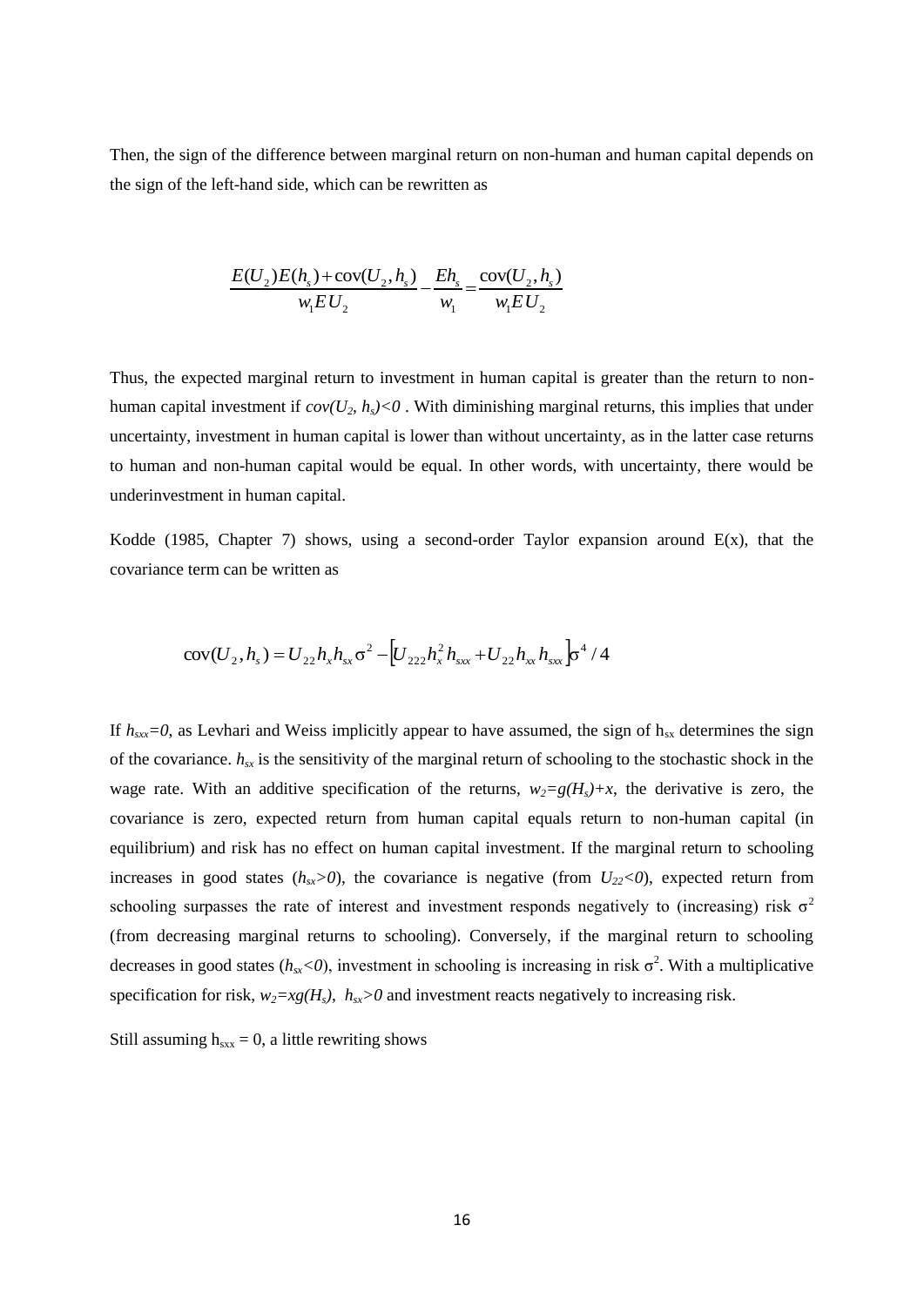Then, the sign of the difference between marginal return on non-human and human capital depends on the sign of the left-hand side, which can be rewritten as

$$\frac{E(U_2)E(h_s)+\text{cov}(U_2,h_s)}{w_1 EU_2}-\frac{Eh_s}{w_1}=\frac{\text{cov}(U_2,h_s)}{w_1 EU_2}$$

Thus, the expected marginal return to investment in human capital is greater than the return to non-human capital investment if $cov(U_2, h_s)<0$ . With diminishing marginal returns, this implies that under uncertainty, investment in human capital is lower than without uncertainty, as in the latter case returns to human and non-human capital would be equal. In other words, with uncertainty, there would be underinvestment in human capital.

Kodde (1985, Chapter 7) shows, using a second-order Taylor expansion around E(x), that the covariance term can be written as

$$\text{cov}(U_2,h_s)=U_{22}h_x h_{sx}\sigma^2-\left[U_{222}h_x^2 h_{sxx}+U_{22}h_{xx}h_{sxx}\right]\sigma^4/4$$

If $h_{sxx}=0$, as Levhari and Weiss implicitly appear to have assumed, the sign of $h_{sx}$ determines the sign of the covariance. $h_{sx}$ is the sensitivity of the marginal return of schooling to the stochastic shock in the wage rate. With an additive specification of the returns, $w_2=g(H_s)+x$, the derivative is zero, the covariance is zero, expected return from human capital equals return to non-human capital (in equilibrium) and risk has no effect on human capital investment. If the marginal return to schooling increases in good states ($h_{sx}>0$), the covariance is negative (from $U_{22}<0$), expected return from schooling surpasses the rate of interest and investment responds negatively to (increasing) risk $\sigma^2$ (from decreasing marginal returns to schooling). Conversely, if the marginal return to schooling decreases in good states ($h_{sx}<0$), investment in schooling is increasing in risk $\sigma^2$. With a multiplicative specification for risk, $w_2=xg(H_s)$, $h_{sx}>0$ and investment reacts negatively to increasing risk.

Still assuming $h_{sxx} = 0$, a little rewriting shows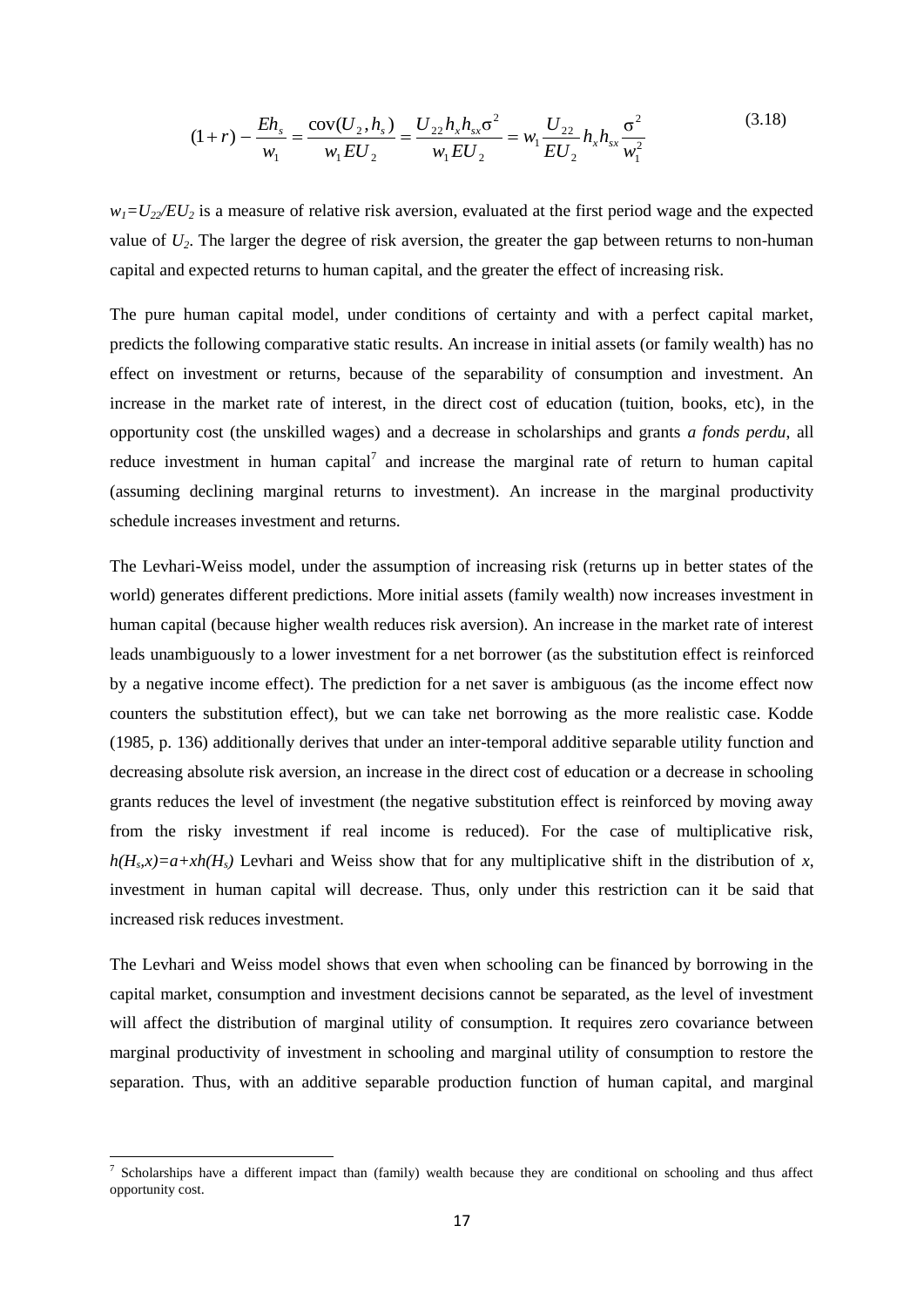$$(1+r) - \frac{Eh_s}{w_1} = \frac{\text{cov}(U_2, h_s)}{w_1 EU_2} = \frac{U_{22} h_x h_{sx} \sigma^2}{w_1 EU_2} = w_1 \frac{U_{22}}{EU_2} h_x h_{sx} \frac{\sigma^2}{w_1^2} \tag{3.18}$$

$w_1=U_{22}/EU_2$ is a measure of relative risk aversion, evaluated at the first period wage and the expected value of $U_2$. The larger the degree of risk aversion, the greater the gap between returns to non-human capital and expected returns to human capital, and the greater the effect of increasing risk.

The pure human capital model, under conditions of certainty and with a perfect capital market, predicts the following comparative static results. An increase in initial assets (or family wealth) has no effect on investment or returns, because of the separability of consumption and investment. An increase in the market rate of interest, in the direct cost of education (tuition, books, etc), in the opportunity cost (the unskilled wages) and a decrease in scholarships and grants *a fonds perdu*, all reduce investment in human capital[7] and increase the marginal rate of return to human capital (assuming declining marginal returns to investment). An increase in the marginal productivity schedule increases investment and returns.

The Levhari-Weiss model, under the assumption of increasing risk (returns up in better states of the world) generates different predictions. More initial assets (family wealth) now increases investment in human capital (because higher wealth reduces risk aversion). An increase in the market rate of interest leads unambiguously to a lower investment for a net borrower (as the substitution effect is reinforced by a negative income effect). The prediction for a net saver is ambiguous (as the income effect now counters the substitution effect), but we can take net borrowing as the more realistic case. Kodde (1985, p. 136) additionally derives that under an inter-temporal additive separable utility function and decreasing absolute risk aversion, an increase in the direct cost of education or a decrease in schooling grants reduces the level of investment (the negative substitution effect is reinforced by moving away from the risky investment if real income is reduced). For the case of multiplicative risk, $h(H_s,x)=a+xh(H_s)$ Levhari and Weiss show that for any multiplicative shift in the distribution of $x$, investment in human capital will decrease. Thus, only under this restriction can it be said that increased risk reduces investment.

The Levhari and Weiss model shows that even when schooling can be financed by borrowing in the capital market, consumption and investment decisions cannot be separated, as the level of investment will affect the distribution of marginal utility of consumption. It requires zero covariance between marginal productivity of investment in schooling and marginal utility of consumption to restore the separation. Thus, with an additive separable production function of human capital, and marginal

[7] Scholarships have a different impact than (family) wealth because they are conditional on schooling and thus affect opportunity cost.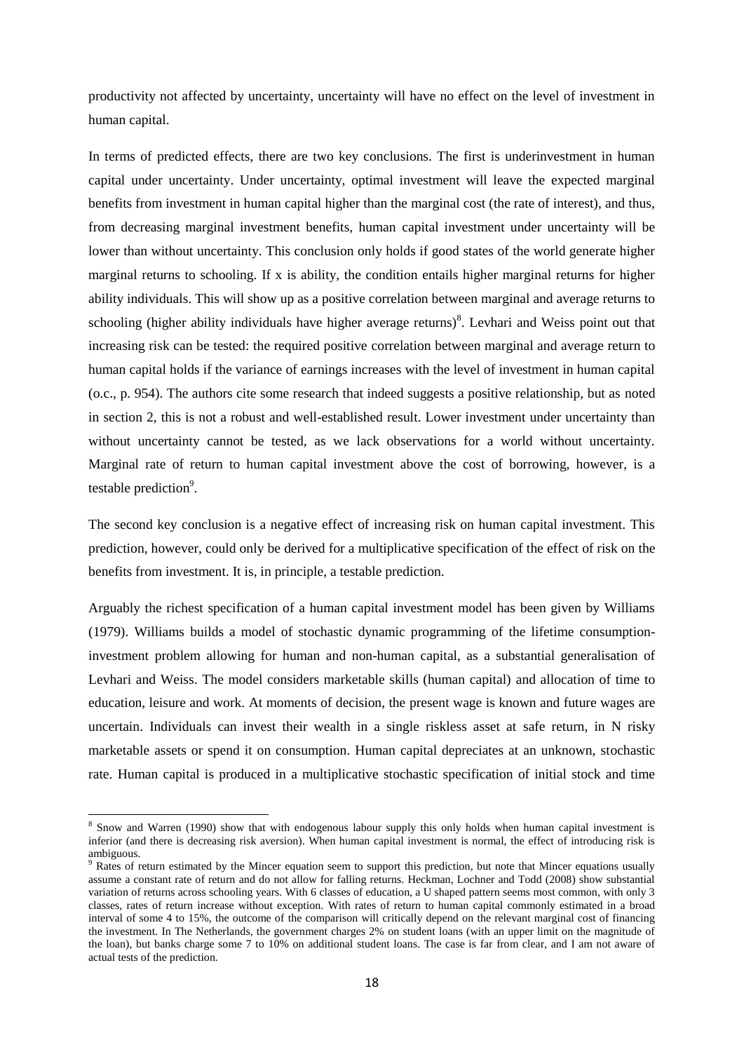productivity not affected by uncertainty, uncertainty will have no effect on the level of investment in human capital.

In terms of predicted effects, there are two key conclusions. The first is underinvestment in human capital under uncertainty. Under uncertainty, optimal investment will leave the expected marginal benefits from investment in human capital higher than the marginal cost (the rate of interest), and thus, from decreasing marginal investment benefits, human capital investment under uncertainty will be lower than without uncertainty. This conclusion only holds if good states of the world generate higher marginal returns to schooling. If x is ability, the condition entails higher marginal returns for higher ability individuals. This will show up as a positive correlation between marginal and average returns to schooling (higher ability individuals have higher average returns)[8]. Levhari and Weiss point out that increasing risk can be tested: the required positive correlation between marginal and average return to human capital holds if the variance of earnings increases with the level of investment in human capital (o.c., p. 954). The authors cite some research that indeed suggests a positive relationship, but as noted in section 2, this is not a robust and well-established result. Lower investment under uncertainty than without uncertainty cannot be tested, as we lack observations for a world without uncertainty. Marginal rate of return to human capital investment above the cost of borrowing, however, is a testable prediction[9].

The second key conclusion is a negative effect of increasing risk on human capital investment. This prediction, however, could only be derived for a multiplicative specification of the effect of risk on the benefits from investment. It is, in principle, a testable prediction.

Arguably the richest specification of a human capital investment model has been given by Williams (1979). Williams builds a model of stochastic dynamic programming of the lifetime consumption-investment problem allowing for human and non-human capital, as a substantial generalisation of Levhari and Weiss. The model considers marketable skills (human capital) and allocation of time to education, leisure and work. At moments of decision, the present wage is known and future wages are uncertain. Individuals can invest their wealth in a single riskless asset at safe return, in N risky marketable assets or spend it on consumption. Human capital depreciates at an unknown, stochastic rate. Human capital is produced in a multiplicative stochastic specification of initial stock and time

---

[8] Snow and Warren (1990) show that with endogenous labour supply this only holds when human capital investment is inferior (and there is decreasing risk aversion). When human capital investment is normal, the effect of introducing risk is ambiguous.

[9] Rates of return estimated by the Mincer equation seem to support this prediction, but note that Mincer equations usually assume a constant rate of return and do not allow for falling returns. Heckman, Lochner and Todd (2008) show substantial variation of returns across schooling years. With 6 classes of education, a U shaped pattern seems most common, with only 3 classes, rates of return increase without exception. With rates of return to human capital commonly estimated in a broad interval of some 4 to 15%, the outcome of the comparison will critically depend on the relevant marginal cost of financing the investment. In The Netherlands, the government charges 2% on student loans (with an upper limit on the magnitude of the loan), but banks charge some 7 to 10% on additional student loans. The case is far from clear, and I am not aware of actual tests of the prediction.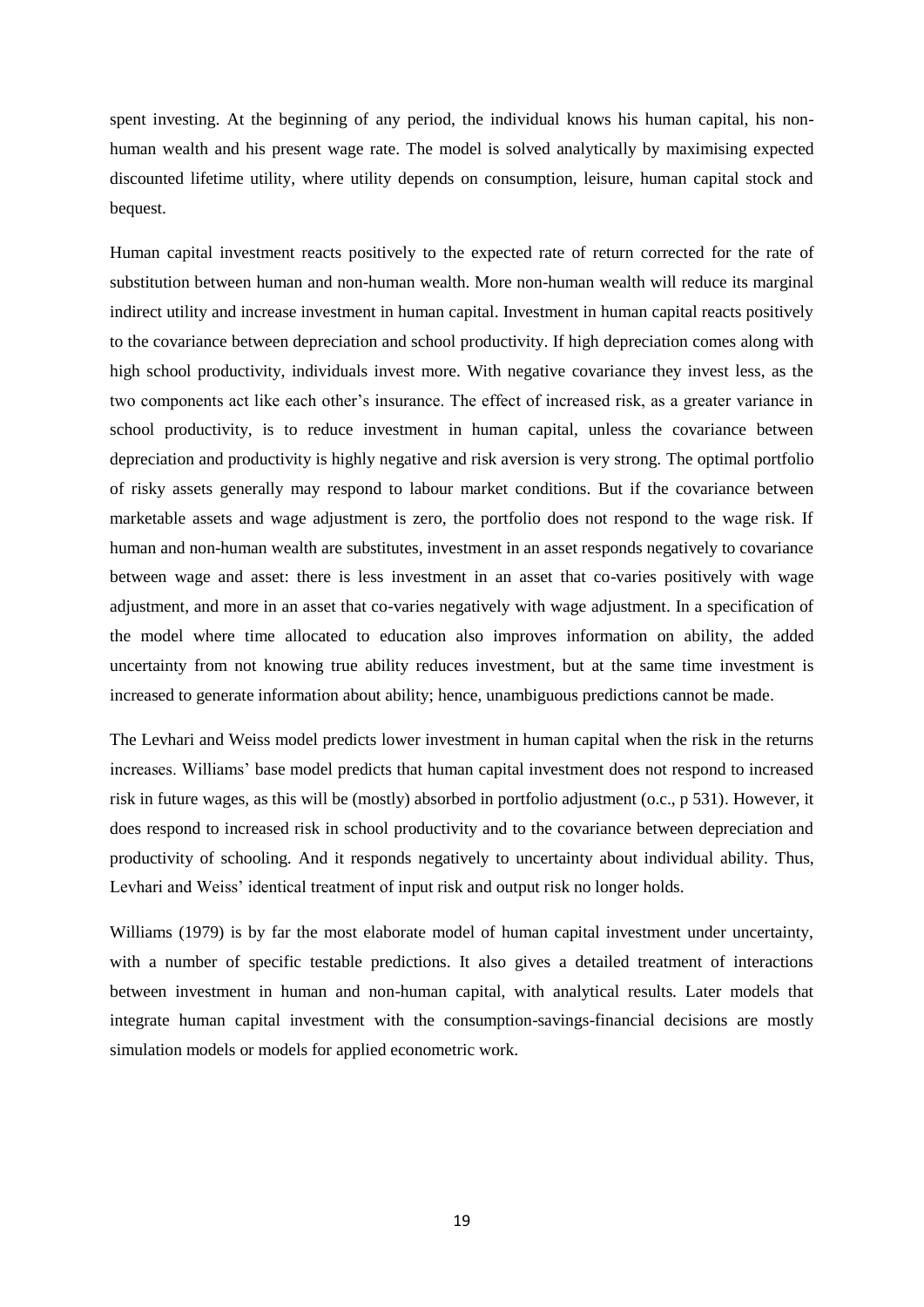spent investing. At the beginning of any period, the individual knows his human capital, his non-human wealth and his present wage rate. The model is solved analytically by maximising expected discounted lifetime utility, where utility depends on consumption, leisure, human capital stock and bequest.

Human capital investment reacts positively to the expected rate of return corrected for the rate of substitution between human and non-human wealth. More non-human wealth will reduce its marginal indirect utility and increase investment in human capital. Investment in human capital reacts positively to the covariance between depreciation and school productivity. If high depreciation comes along with high school productivity, individuals invest more. With negative covariance they invest less, as the two components act like each other's insurance. The effect of increased risk, as a greater variance in school productivity, is to reduce investment in human capital, unless the covariance between depreciation and productivity is highly negative and risk aversion is very strong. The optimal portfolio of risky assets generally may respond to labour market conditions. But if the covariance between marketable assets and wage adjustment is zero, the portfolio does not respond to the wage risk. If human and non-human wealth are substitutes, investment in an asset responds negatively to covariance between wage and asset: there is less investment in an asset that co-varies positively with wage adjustment, and more in an asset that co-varies negatively with wage adjustment. In a specification of the model where time allocated to education also improves information on ability, the added uncertainty from not knowing true ability reduces investment, but at the same time investment is increased to generate information about ability; hence, unambiguous predictions cannot be made.

The Levhari and Weiss model predicts lower investment in human capital when the risk in the returns increases. Williams' base model predicts that human capital investment does not respond to increased risk in future wages, as this will be (mostly) absorbed in portfolio adjustment (o.c., p 531). However, it does respond to increased risk in school productivity and to the covariance between depreciation and productivity of schooling. And it responds negatively to uncertainty about individual ability. Thus, Levhari and Weiss' identical treatment of input risk and output risk no longer holds.

Williams (1979) is by far the most elaborate model of human capital investment under uncertainty, with a number of specific testable predictions. It also gives a detailed treatment of interactions between investment in human and non-human capital, with analytical results. Later models that integrate human capital investment with the consumption-savings-financial decisions are mostly simulation models or models for applied econometric work.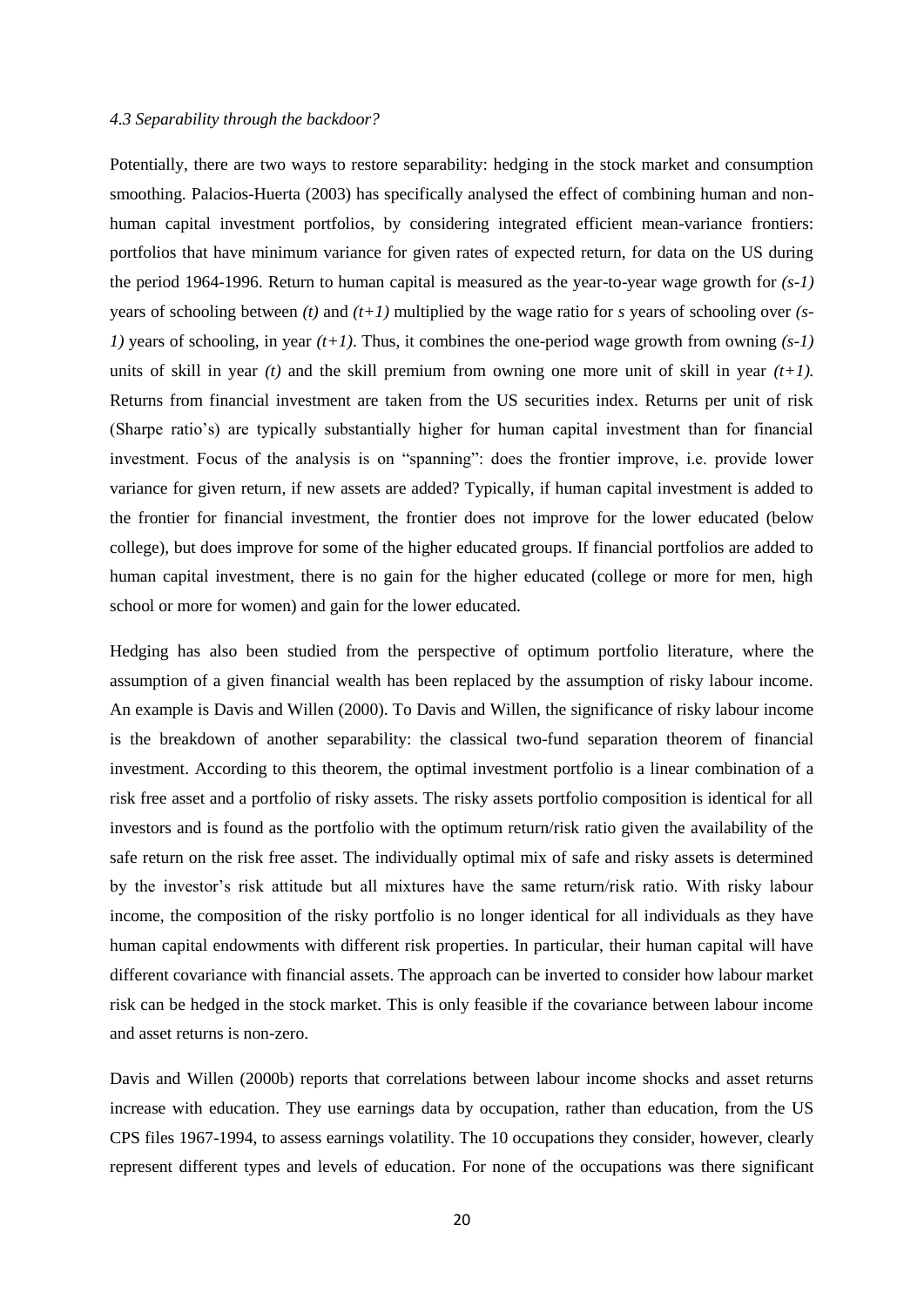### *4.3 Separability through the backdoor?*

Potentially, there are two ways to restore separability: hedging in the stock market and consumption smoothing. Palacios-Huerta (2003) has specifically analysed the effect of combining human and non-human capital investment portfolios, by considering integrated efficient mean-variance frontiers: portfolios that have minimum variance for given rates of expected return, for data on the US during the period 1964-1996. Return to human capital is measured as the year-to-year wage growth for *(s-1)* years of schooling between *(t)* and *(t+1)* multiplied by the wage ratio for *s* years of schooling over *(s-1)* years of schooling, in year *(t+1)*. Thus, it combines the one-period wage growth from owning *(s-1)* units of skill in year *(t)* and the skill premium from owning one more unit of skill in year *(t+1).* Returns from financial investment are taken from the US securities index. Returns per unit of risk (Sharpe ratio's) are typically substantially higher for human capital investment than for financial investment. Focus of the analysis is on "spanning": does the frontier improve, i.e. provide lower variance for given return, if new assets are added? Typically, if human capital investment is added to the frontier for financial investment, the frontier does not improve for the lower educated (below college), but does improve for some of the higher educated groups. If financial portfolios are added to human capital investment, there is no gain for the higher educated (college or more for men, high school or more for women) and gain for the lower educated.

Hedging has also been studied from the perspective of optimum portfolio literature, where the assumption of a given financial wealth has been replaced by the assumption of risky labour income. An example is Davis and Willen (2000). To Davis and Willen, the significance of risky labour income is the breakdown of another separability: the classical two-fund separation theorem of financial investment. According to this theorem, the optimal investment portfolio is a linear combination of a risk free asset and a portfolio of risky assets. The risky assets portfolio composition is identical for all investors and is found as the portfolio with the optimum return/risk ratio given the availability of the safe return on the risk free asset. The individually optimal mix of safe and risky assets is determined by the investor's risk attitude but all mixtures have the same return/risk ratio. With risky labour income, the composition of the risky portfolio is no longer identical for all individuals as they have human capital endowments with different risk properties. In particular, their human capital will have different covariance with financial assets. The approach can be inverted to consider how labour market risk can be hedged in the stock market. This is only feasible if the covariance between labour income and asset returns is non-zero.

Davis and Willen (2000b) reports that correlations between labour income shocks and asset returns increase with education. They use earnings data by occupation, rather than education, from the US CPS files 1967-1994, to assess earnings volatility. The 10 occupations they consider, however, clearly represent different types and levels of education. For none of the occupations was there significant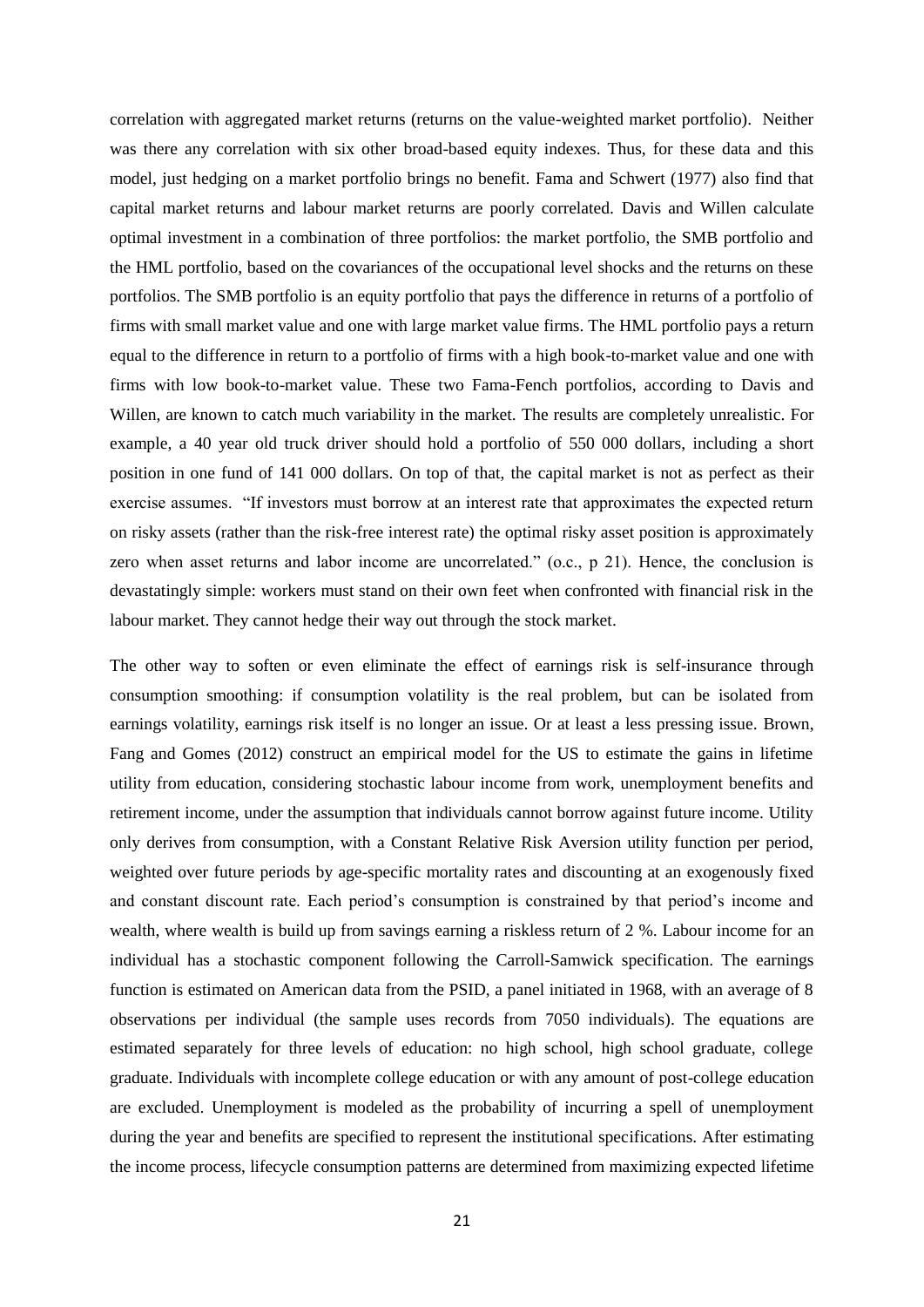correlation with aggregated market returns (returns on the value-weighted market portfolio). Neither was there any correlation with six other broad-based equity indexes. Thus, for these data and this model, just hedging on a market portfolio brings no benefit. Fama and Schwert (1977) also find that capital market returns and labour market returns are poorly correlated. Davis and Willen calculate optimal investment in a combination of three portfolios: the market portfolio, the SMB portfolio and the HML portfolio, based on the covariances of the occupational level shocks and the returns on these portfolios. The SMB portfolio is an equity portfolio that pays the difference in returns of a portfolio of firms with small market value and one with large market value firms. The HML portfolio pays a return equal to the difference in return to a portfolio of firms with a high book-to-market value and one with firms with low book-to-market value. These two Fama-Fench portfolios, according to Davis and Willen, are known to catch much variability in the market. The results are completely unrealistic. For example, a 40 year old truck driver should hold a portfolio of 550 000 dollars, including a short position in one fund of 141 000 dollars. On top of that, the capital market is not as perfect as their exercise assumes. "If investors must borrow at an interest rate that approximates the expected return on risky assets (rather than the risk-free interest rate) the optimal risky asset position is approximately zero when asset returns and labor income are uncorrelated." (o.c., p 21). Hence, the conclusion is devastatingly simple: workers must stand on their own feet when confronted with financial risk in the labour market. They cannot hedge their way out through the stock market.

The other way to soften or even eliminate the effect of earnings risk is self-insurance through consumption smoothing: if consumption volatility is the real problem, but can be isolated from earnings volatility, earnings risk itself is no longer an issue. Or at least a less pressing issue. Brown, Fang and Gomes (2012) construct an empirical model for the US to estimate the gains in lifetime utility from education, considering stochastic labour income from work, unemployment benefits and retirement income, under the assumption that individuals cannot borrow against future income. Utility only derives from consumption, with a Constant Relative Risk Aversion utility function per period, weighted over future periods by age-specific mortality rates and discounting at an exogenously fixed and constant discount rate. Each period's consumption is constrained by that period's income and wealth, where wealth is build up from savings earning a riskless return of 2 %. Labour income for an individual has a stochastic component following the Carroll-Samwick specification. The earnings function is estimated on American data from the PSID, a panel initiated in 1968, with an average of 8 observations per individual (the sample uses records from 7050 individuals). The equations are estimated separately for three levels of education: no high school, high school graduate, college graduate. Individuals with incomplete college education or with any amount of post-college education are excluded. Unemployment is modeled as the probability of incurring a spell of unemployment during the year and benefits are specified to represent the institutional specifications. After estimating the income process, lifecycle consumption patterns are determined from maximizing expected lifetime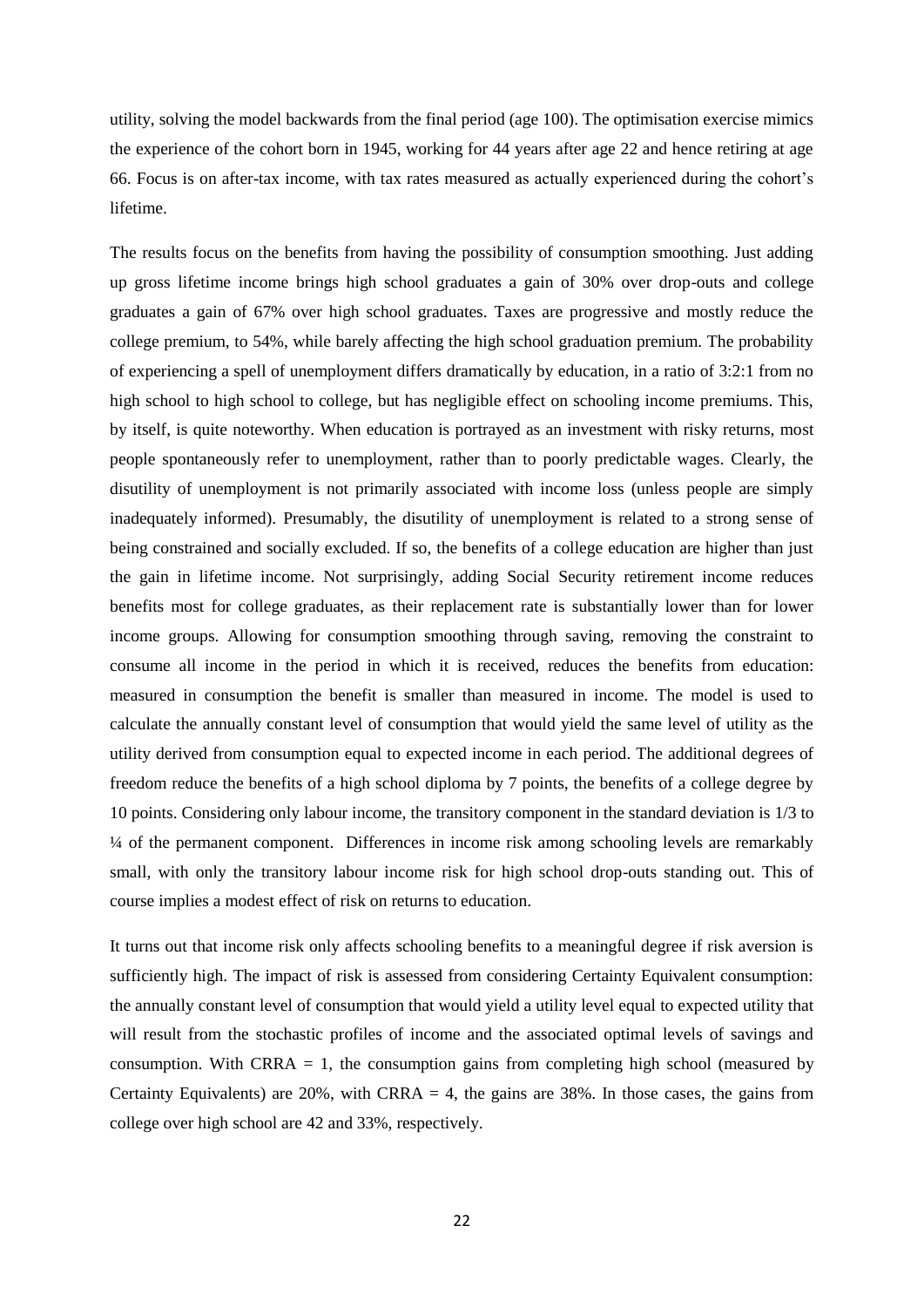utility, solving the model backwards from the final period (age 100). The optimisation exercise mimics the experience of the cohort born in 1945, working for 44 years after age 22 and hence retiring at age 66. Focus is on after-tax income, with tax rates measured as actually experienced during the cohort's lifetime.

The results focus on the benefits from having the possibility of consumption smoothing. Just adding up gross lifetime income brings high school graduates a gain of 30% over drop-outs and college graduates a gain of 67% over high school graduates. Taxes are progressive and mostly reduce the college premium, to 54%, while barely affecting the high school graduation premium. The probability of experiencing a spell of unemployment differs dramatically by education, in a ratio of 3:2:1 from no high school to high school to college, but has negligible effect on schooling income premiums. This, by itself, is quite noteworthy. When education is portrayed as an investment with risky returns, most people spontaneously refer to unemployment, rather than to poorly predictable wages. Clearly, the disutility of unemployment is not primarily associated with income loss (unless people are simply inadequately informed). Presumably, the disutility of unemployment is related to a strong sense of being constrained and socially excluded. If so, the benefits of a college education are higher than just the gain in lifetime income. Not surprisingly, adding Social Security retirement income reduces benefits most for college graduates, as their replacement rate is substantially lower than for lower income groups. Allowing for consumption smoothing through saving, removing the constraint to consume all income in the period in which it is received, reduces the benefits from education: measured in consumption the benefit is smaller than measured in income. The model is used to calculate the annually constant level of consumption that would yield the same level of utility as the utility derived from consumption equal to expected income in each period. The additional degrees of freedom reduce the benefits of a high school diploma by 7 points, the benefits of a college degree by 10 points. Considering only labour income, the transitory component in the standard deviation is 1/3 to ¼ of the permanent component. Differences in income risk among schooling levels are remarkably small, with only the transitory labour income risk for high school drop-outs standing out. This of course implies a modest effect of risk on returns to education.

It turns out that income risk only affects schooling benefits to a meaningful degree if risk aversion is sufficiently high. The impact of risk is assessed from considering Certainty Equivalent consumption: the annually constant level of consumption that would yield a utility level equal to expected utility that will result from the stochastic profiles of income and the associated optimal levels of savings and consumption. With CRRA = 1, the consumption gains from completing high school (measured by Certainty Equivalents) are 20%, with CRRA = 4, the gains are 38%. In those cases, the gains from college over high school are 42 and 33%, respectively.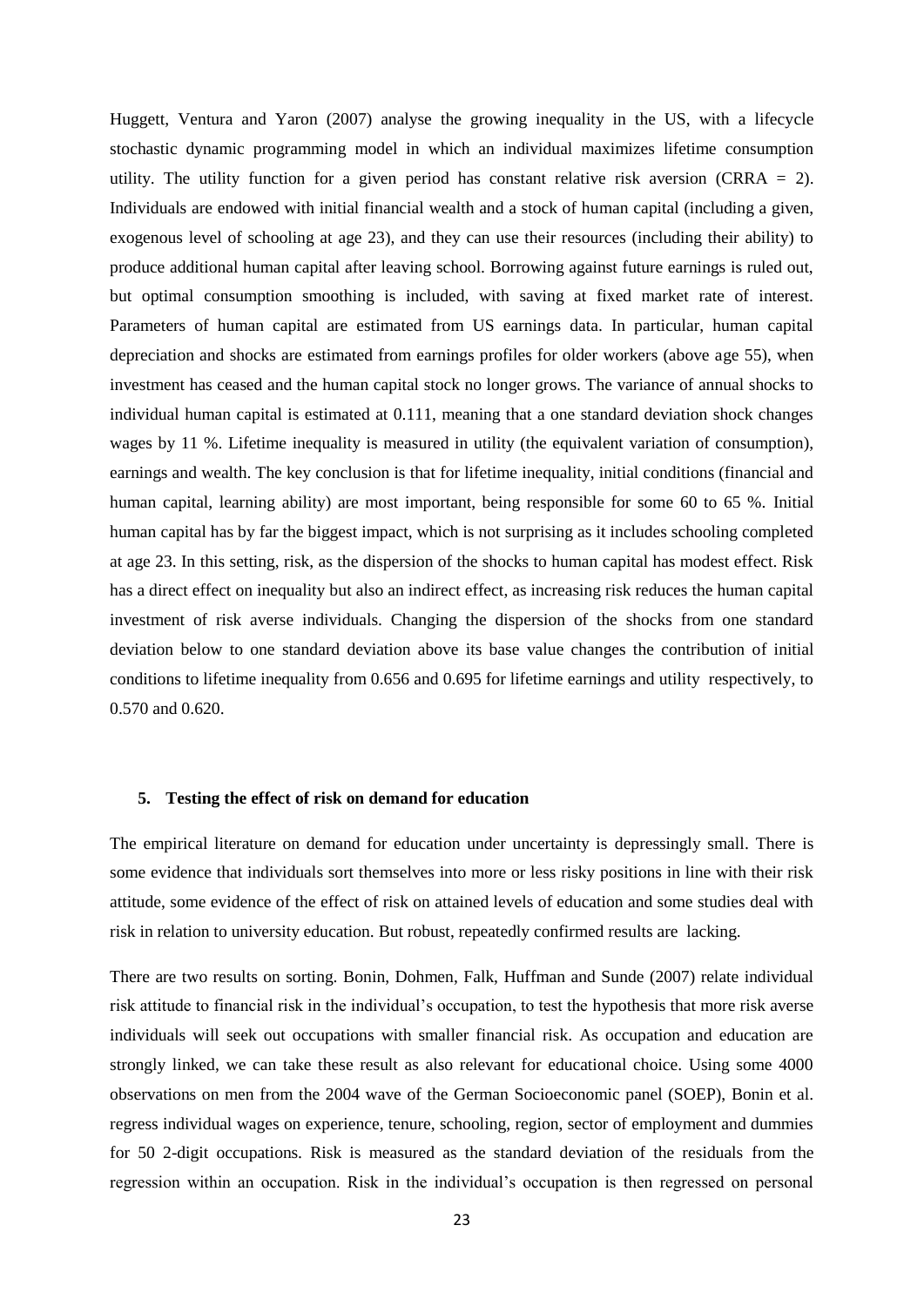Huggett, Ventura and Yaron (2007) analyse the growing inequality in the US, with a lifecycle stochastic dynamic programming model in which an individual maximizes lifetime consumption utility. The utility function for a given period has constant relative risk aversion (CRRA = 2). Individuals are endowed with initial financial wealth and a stock of human capital (including a given, exogenous level of schooling at age 23), and they can use their resources (including their ability) to produce additional human capital after leaving school. Borrowing against future earnings is ruled out, but optimal consumption smoothing is included, with saving at fixed market rate of interest. Parameters of human capital are estimated from US earnings data. In particular, human capital depreciation and shocks are estimated from earnings profiles for older workers (above age 55), when investment has ceased and the human capital stock no longer grows. The variance of annual shocks to individual human capital is estimated at 0.111, meaning that a one standard deviation shock changes wages by 11 %. Lifetime inequality is measured in utility (the equivalent variation of consumption), earnings and wealth. The key conclusion is that for lifetime inequality, initial conditions (financial and human capital, learning ability) are most important, being responsible for some 60 to 65 %. Initial human capital has by far the biggest impact, which is not surprising as it includes schooling completed at age 23. In this setting, risk, as the dispersion of the shocks to human capital has modest effect. Risk has a direct effect on inequality but also an indirect effect, as increasing risk reduces the human capital investment of risk averse individuals. Changing the dispersion of the shocks from one standard deviation below to one standard deviation above its base value changes the contribution of initial conditions to lifetime inequality from 0.656 and 0.695 for lifetime earnings and utility respectively, to 0.570 and 0.620.

## 5. Testing the effect of risk on demand for education

The empirical literature on demand for education under uncertainty is depressingly small. There is some evidence that individuals sort themselves into more or less risky positions in line with their risk attitude, some evidence of the effect of risk on attained levels of education and some studies deal with risk in relation to university education. But robust, repeatedly confirmed results are lacking.

There are two results on sorting. Bonin, Dohmen, Falk, Huffman and Sunde (2007) relate individual risk attitude to financial risk in the individual's occupation, to test the hypothesis that more risk averse individuals will seek out occupations with smaller financial risk. As occupation and education are strongly linked, we can take these result as also relevant for educational choice. Using some 4000 observations on men from the 2004 wave of the German Socioeconomic panel (SOEP), Bonin et al. regress individual wages on experience, tenure, schooling, region, sector of employment and dummies for 50 2-digit occupations. Risk is measured as the standard deviation of the residuals from the regression within an occupation. Risk in the individual's occupation is then regressed on personal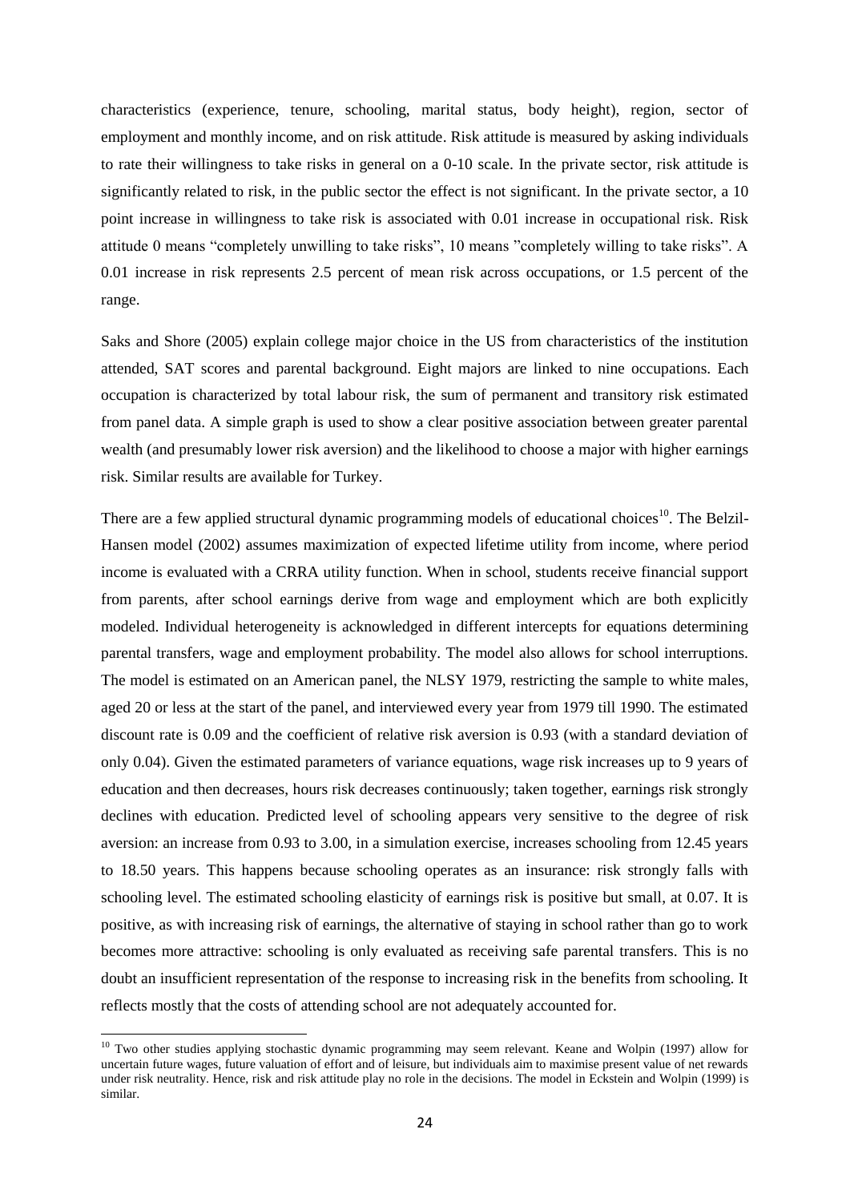characteristics (experience, tenure, schooling, marital status, body height), region, sector of employment and monthly income, and on risk attitude. Risk attitude is measured by asking individuals to rate their willingness to take risks in general on a 0-10 scale. In the private sector, risk attitude is significantly related to risk, in the public sector the effect is not significant. In the private sector, a 10 point increase in willingness to take risk is associated with 0.01 increase in occupational risk. Risk attitude 0 means "completely unwilling to take risks", 10 means "completely willing to take risks". A 0.01 increase in risk represents 2.5 percent of mean risk across occupations, or 1.5 percent of the range.

Saks and Shore (2005) explain college major choice in the US from characteristics of the institution attended, SAT scores and parental background. Eight majors are linked to nine occupations. Each occupation is characterized by total labour risk, the sum of permanent and transitory risk estimated from panel data. A simple graph is used to show a clear positive association between greater parental wealth (and presumably lower risk aversion) and the likelihood to choose a major with higher earnings risk. Similar results are available for Turkey.

There are a few applied structural dynamic programming models of educational choices[10]. The Belzil-Hansen model (2002) assumes maximization of expected lifetime utility from income, where period income is evaluated with a CRRA utility function. When in school, students receive financial support from parents, after school earnings derive from wage and employment which are both explicitly modeled. Individual heterogeneity is acknowledged in different intercepts for equations determining parental transfers, wage and employment probability. The model also allows for school interruptions. The model is estimated on an American panel, the NLSY 1979, restricting the sample to white males, aged 20 or less at the start of the panel, and interviewed every year from 1979 till 1990. The estimated discount rate is 0.09 and the coefficient of relative risk aversion is 0.93 (with a standard deviation of only 0.04). Given the estimated parameters of variance equations, wage risk increases up to 9 years of education and then decreases, hours risk decreases continuously; taken together, earnings risk strongly declines with education. Predicted level of schooling appears very sensitive to the degree of risk aversion: an increase from 0.93 to 3.00, in a simulation exercise, increases schooling from 12.45 years to 18.50 years. This happens because schooling operates as an insurance: risk strongly falls with schooling level. The estimated schooling elasticity of earnings risk is positive but small, at 0.07. It is positive, as with increasing risk of earnings, the alternative of staying in school rather than go to work becomes more attractive: schooling is only evaluated as receiving safe parental transfers. This is no doubt an insufficient representation of the response to increasing risk in the benefits from schooling. It reflects mostly that the costs of attending school are not adequately accounted for.

[10] Two other studies applying stochastic dynamic programming may seem relevant. Keane and Wolpin (1997) allow for uncertain future wages, future valuation of effort and of leisure, but individuals aim to maximise present value of net rewards under risk neutrality. Hence, risk and risk attitude play no role in the decisions. The model in Eckstein and Wolpin (1999) is similar.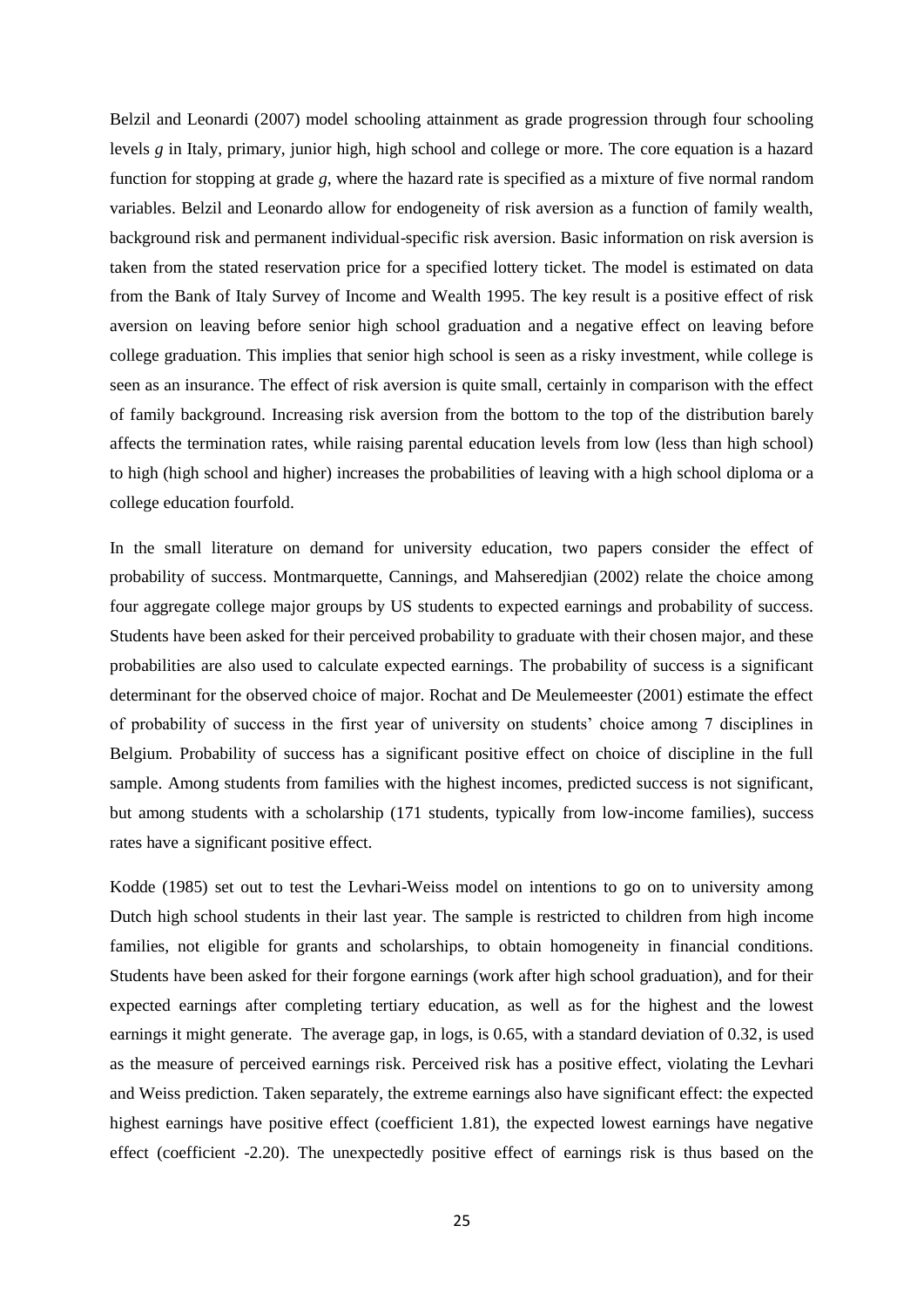Belzil and Leonardi (2007) model schooling attainment as grade progression through four schooling levels $g$ in Italy, primary, junior high, high school and college or more. The core equation is a hazard function for stopping at grade $g$, where the hazard rate is specified as a mixture of five normal random variables. Belzil and Leonardo allow for endogeneity of risk aversion as a function of family wealth, background risk and permanent individual-specific risk aversion. Basic information on risk aversion is taken from the stated reservation price for a specified lottery ticket. The model is estimated on data from the Bank of Italy Survey of Income and Wealth 1995. The key result is a positive effect of risk aversion on leaving before senior high school graduation and a negative effect on leaving before college graduation. This implies that senior high school is seen as a risky investment, while college is seen as an insurance. The effect of risk aversion is quite small, certainly in comparison with the effect of family background. Increasing risk aversion from the bottom to the top of the distribution barely affects the termination rates, while raising parental education levels from low (less than high school) to high (high school and higher) increases the probabilities of leaving with a high school diploma or a college education fourfold.

In the small literature on demand for university education, two papers consider the effect of probability of success. Montmarquette, Cannings, and Mahseredjian (2002) relate the choice among four aggregate college major groups by US students to expected earnings and probability of success. Students have been asked for their perceived probability to graduate with their chosen major, and these probabilities are also used to calculate expected earnings. The probability of success is a significant determinant for the observed choice of major. Rochat and De Meulemeester (2001) estimate the effect of probability of success in the first year of university on students' choice among 7 disciplines in Belgium. Probability of success has a significant positive effect on choice of discipline in the full sample. Among students from families with the highest incomes, predicted success is not significant, but among students with a scholarship (171 students, typically from low-income families), success rates have a significant positive effect.

Kodde (1985) set out to test the Levhari-Weiss model on intentions to go on to university among Dutch high school students in their last year. The sample is restricted to children from high income families, not eligible for grants and scholarships, to obtain homogeneity in financial conditions. Students have been asked for their forgone earnings (work after high school graduation), and for their expected earnings after completing tertiary education, as well as for the highest and the lowest earnings it might generate. The average gap, in logs, is 0.65, with a standard deviation of 0.32, is used as the measure of perceived earnings risk. Perceived risk has a positive effect, violating the Levhari and Weiss prediction. Taken separately, the extreme earnings also have significant effect: the expected highest earnings have positive effect (coefficient 1.81), the expected lowest earnings have negative effect (coefficient -2.20). The unexpectedly positive effect of earnings risk is thus based on the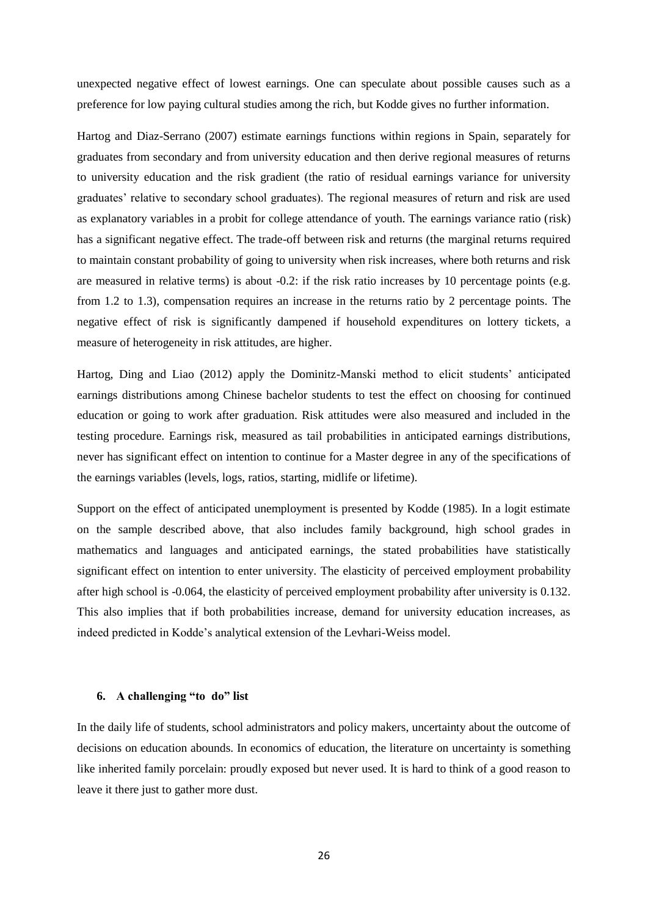unexpected negative effect of lowest earnings. One can speculate about possible causes such as a preference for low paying cultural studies among the rich, but Kodde gives no further information.

Hartog and Diaz-Serrano (2007) estimate earnings functions within regions in Spain, separately for graduates from secondary and from university education and then derive regional measures of returns to university education and the risk gradient (the ratio of residual earnings variance for university graduates' relative to secondary school graduates). The regional measures of return and risk are used as explanatory variables in a probit for college attendance of youth. The earnings variance ratio (risk) has a significant negative effect. The trade-off between risk and returns (the marginal returns required to maintain constant probability of going to university when risk increases, where both returns and risk are measured in relative terms) is about -0.2: if the risk ratio increases by 10 percentage points (e.g. from 1.2 to 1.3), compensation requires an increase in the returns ratio by 2 percentage points. The negative effect of risk is significantly dampened if household expenditures on lottery tickets, a measure of heterogeneity in risk attitudes, are higher.

Hartog, Ding and Liao (2012) apply the Dominitz-Manski method to elicit students' anticipated earnings distributions among Chinese bachelor students to test the effect on choosing for continued education or going to work after graduation. Risk attitudes were also measured and included in the testing procedure. Earnings risk, measured as tail probabilities in anticipated earnings distributions, never has significant effect on intention to continue for a Master degree in any of the specifications of the earnings variables (levels, logs, ratios, starting, midlife or lifetime).

Support on the effect of anticipated unemployment is presented by Kodde (1985). In a logit estimate on the sample described above, that also includes family background, high school grades in mathematics and languages and anticipated earnings, the stated probabilities have statistically significant effect on intention to enter university. The elasticity of perceived employment probability after high school is -0.064, the elasticity of perceived employment probability after university is 0.132. This also implies that if both probabilities increase, demand for university education increases, as indeed predicted in Kodde's analytical extension of the Levhari-Weiss model.

## 6. A challenging "to do" list

In the daily life of students, school administrators and policy makers, uncertainty about the outcome of decisions on education abounds. In economics of education, the literature on uncertainty is something like inherited family porcelain: proudly exposed but never used. It is hard to think of a good reason to leave it there just to gather more dust.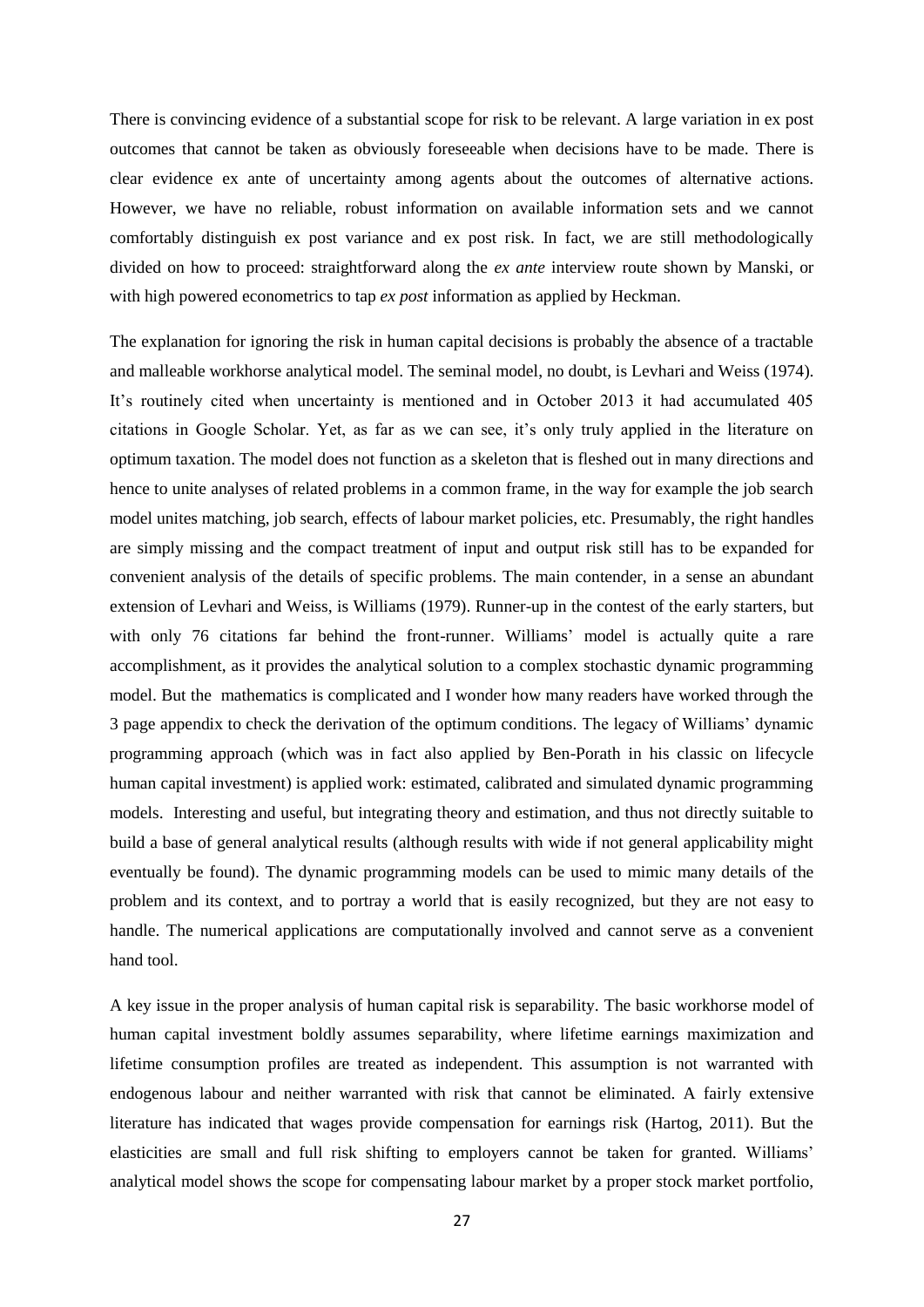There is convincing evidence of a substantial scope for risk to be relevant. A large variation in ex post outcomes that cannot be taken as obviously foreseeable when decisions have to be made. There is clear evidence ex ante of uncertainty among agents about the outcomes of alternative actions. However, we have no reliable, robust information on available information sets and we cannot comfortably distinguish ex post variance and ex post risk. In fact, we are still methodologically divided on how to proceed: straightforward along the *ex ante* interview route shown by Manski, or with high powered econometrics to tap *ex post* information as applied by Heckman.

The explanation for ignoring the risk in human capital decisions is probably the absence of a tractable and malleable workhorse analytical model. The seminal model, no doubt, is Levhari and Weiss (1974). It's routinely cited when uncertainty is mentioned and in October 2013 it had accumulated 405 citations in Google Scholar. Yet, as far as we can see, it's only truly applied in the literature on optimum taxation. The model does not function as a skeleton that is fleshed out in many directions and hence to unite analyses of related problems in a common frame, in the way for example the job search model unites matching, job search, effects of labour market policies, etc. Presumably, the right handles are simply missing and the compact treatment of input and output risk still has to be expanded for convenient analysis of the details of specific problems. The main contender, in a sense an abundant extension of Levhari and Weiss, is Williams (1979). Runner-up in the contest of the early starters, but with only 76 citations far behind the front-runner. Williams' model is actually quite a rare accomplishment, as it provides the analytical solution to a complex stochastic dynamic programming model. But the mathematics is complicated and I wonder how many readers have worked through the 3 page appendix to check the derivation of the optimum conditions. The legacy of Williams' dynamic programming approach (which was in fact also applied by Ben-Porath in his classic on lifecycle human capital investment) is applied work: estimated, calibrated and simulated dynamic programming models. Interesting and useful, but integrating theory and estimation, and thus not directly suitable to build a base of general analytical results (although results with wide if not general applicability might eventually be found). The dynamic programming models can be used to mimic many details of the problem and its context, and to portray a world that is easily recognized, but they are not easy to handle. The numerical applications are computationally involved and cannot serve as a convenient hand tool.

A key issue in the proper analysis of human capital risk is separability. The basic workhorse model of human capital investment boldly assumes separability, where lifetime earnings maximization and lifetime consumption profiles are treated as independent. This assumption is not warranted with endogenous labour and neither warranted with risk that cannot be eliminated. A fairly extensive literature has indicated that wages provide compensation for earnings risk (Hartog, 2011). But the elasticities are small and full risk shifting to employers cannot be taken for granted. Williams' analytical model shows the scope for compensating labour market by a proper stock market portfolio,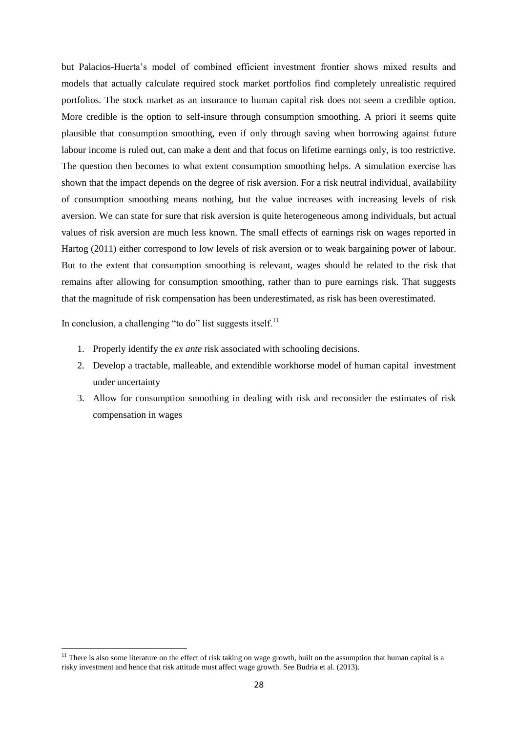but Palacios-Huerta's model of combined efficient investment frontier shows mixed results and models that actually calculate required stock market portfolios find completely unrealistic required portfolios. The stock market as an insurance to human capital risk does not seem a credible option. More credible is the option to self-insure through consumption smoothing. A priori it seems quite plausible that consumption smoothing, even if only through saving when borrowing against future labour income is ruled out, can make a dent and that focus on lifetime earnings only, is too restrictive. The question then becomes to what extent consumption smoothing helps. A simulation exercise has shown that the impact depends on the degree of risk aversion. For a risk neutral individual, availability of consumption smoothing means nothing, but the value increases with increasing levels of risk aversion. We can state for sure that risk aversion is quite heterogeneous among individuals, but actual values of risk aversion are much less known. The small effects of earnings risk on wages reported in Hartog (2011) either correspond to low levels of risk aversion or to weak bargaining power of labour. But to the extent that consumption smoothing is relevant, wages should be related to the risk that remains after allowing for consumption smoothing, rather than to pure earnings risk. That suggests that the magnitude of risk compensation has been underestimated, as risk has been overestimated.

In conclusion, a challenging "to do" list suggests itself.[11]

1. Properly identify the *ex ante* risk associated with schooling decisions.
2. Develop a tractable, malleable, and extendible workhorse model of human capital investment under uncertainty
3. Allow for consumption smoothing in dealing with risk and reconsider the estimates of risk compensation in wages

[11] There is also some literature on the effect of risk taking on wage growth, built on the assumption that human capital is a risky investment and hence that risk attitude must affect wage growth. See Budria et al. (2013).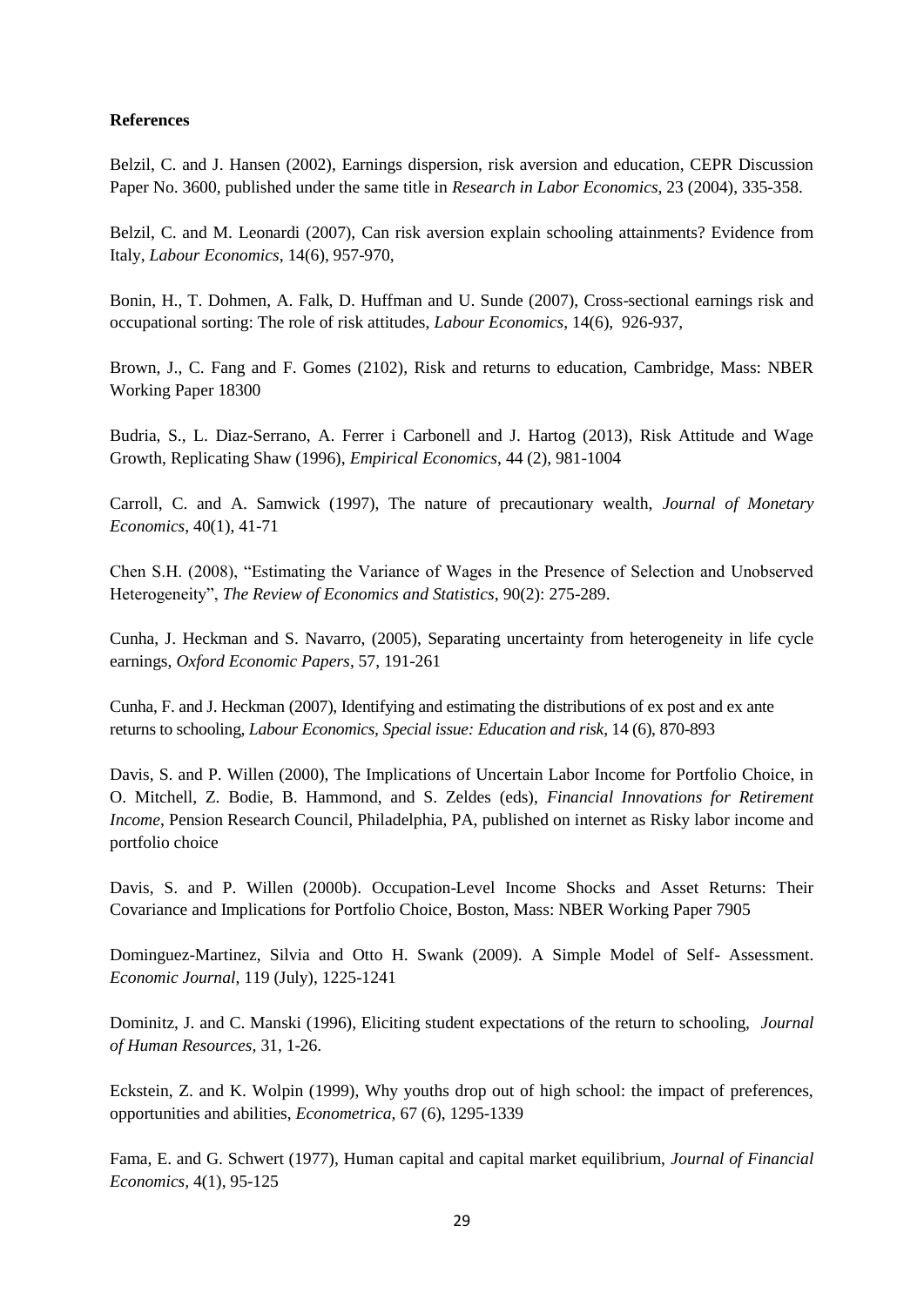**References**

Belzil, C. and J. Hansen (2002), Earnings dispersion, risk aversion and education, CEPR Discussion Paper No. 3600, published under the same title in *Research in Labor Economics*, 23 (2004), 335-358.

Belzil, C. and M. Leonardi (2007), Can risk aversion explain schooling attainments? Evidence from Italy, *Labour Economics*, 14(6), 957-970,

Bonin, H., T. Dohmen, A. Falk, D. Huffman and U. Sunde (2007), Cross-sectional earnings risk and occupational sorting: The role of risk attitudes, *Labour Economics*, 14(6), 926-937,

Brown, J., C. Fang and F. Gomes (2102), Risk and returns to education, Cambridge, Mass: NBER Working Paper 18300

Budria, S., L. Diaz-Serrano, A. Ferrer i Carbonell and J. Hartog (2013), Risk Attitude and Wage Growth, Replicating Shaw (1996), *Empirical Economics*, 44 (2), 981-1004

Carroll, C. and A. Samwick (1997), The nature of precautionary wealth, *Journal of Monetary Economics*, 40(1), 41-71

Chen S.H. (2008), "Estimating the Variance of Wages in the Presence of Selection and Unobserved Heterogeneity", *The Review of Economics and Statistics*, 90(2): 275-289.

Cunha, J. Heckman and S. Navarro, (2005), Separating uncertainty from heterogeneity in life cycle earnings, *Oxford Economic Papers*, 57, 191-261

Cunha, F. and J. Heckman (2007), Identifying and estimating the distributions of ex post and ex ante returns to schooling, *Labour Economics, Special issue: Education and risk*, 14 (6), 870-893

Davis, S. and P. Willen (2000), The Implications of Uncertain Labor Income for Portfolio Choice, in O. Mitchell, Z. Bodie, B. Hammond, and S. Zeldes (eds), *Financial Innovations for Retirement Income*, Pension Research Council, Philadelphia, PA, published on internet as Risky labor income and portfolio choice

Davis, S. and P. Willen (2000b). Occupation-Level Income Shocks and Asset Returns: Their Covariance and Implications for Portfolio Choice, Boston, Mass: NBER Working Paper 7905

Dominguez-Martinez, Silvia and Otto H. Swank (2009). A Simple Model of Self- Assessment. *Economic Journal*, 119 (July), 1225-1241

Dominitz, J. and C. Manski (1996), Eliciting student expectations of the return to schooling, *Journal of Human Resources*, 31, 1-26.

Eckstein, Z. and K. Wolpin (1999), Why youths drop out of high school: the impact of preferences, opportunities and abilities, *Econometrica*, 67 (6), 1295-1339

Fama, E. and G. Schwert (1977), Human capital and capital market equilibrium, *Journal of Financial Economics*, 4(1), 95-125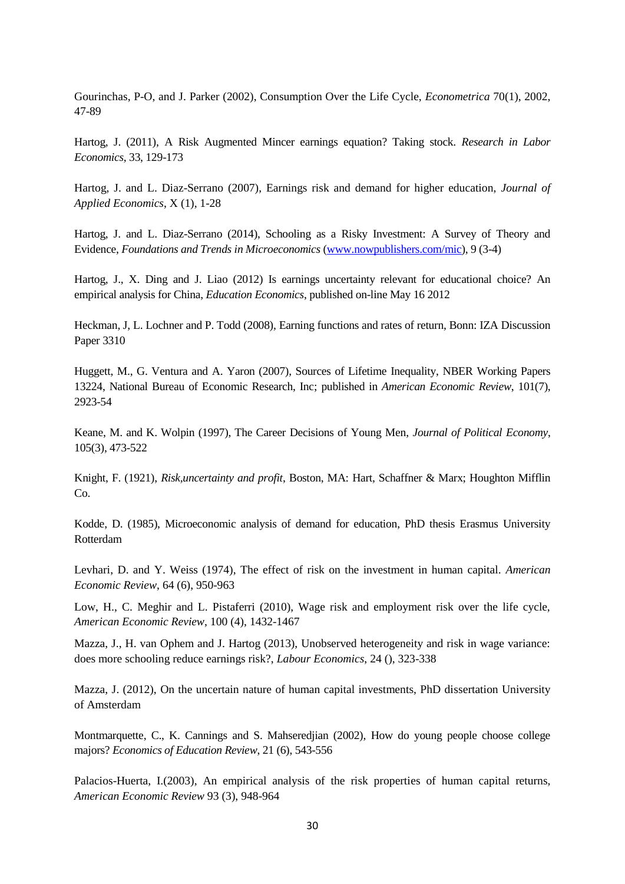Gourinchas, P-O, and J. Parker (2002), Consumption Over the Life Cycle, *Econometrica* 70(1), 2002, 47-89

Hartog, J. (2011), A Risk Augmented Mincer earnings equation? Taking stock. *Research in Labor Economics*, 33, 129-173

Hartog, J. and L. Diaz-Serrano (2007), Earnings risk and demand for higher education, *Journal of Applied Economics*, X (1), 1-28

Hartog, J. and L. Diaz-Serrano (2014), Schooling as a Risky Investment: A Survey of Theory and Evidence, *Foundations and Trends in Microeconomics* (www.nowpublishers.com/mic), 9 (3-4)

Hartog, J., X. Ding and J. Liao (2012) Is earnings uncertainty relevant for educational choice? An empirical analysis for China, *Education Economics*, published on-line May 16 2012

Heckman, J, L. Lochner and P. Todd (2008), Earning functions and rates of return, Bonn: IZA Discussion Paper 3310

Huggett, M., G. Ventura and A. Yaron (2007), Sources of Lifetime Inequality, NBER Working Papers 13224, National Bureau of Economic Research, Inc; published in *American Economic Review*, 101(7), 2923-54

Keane, M. and K. Wolpin (1997), The Career Decisions of Young Men, *Journal of Political Economy*, 105(3), 473-522

Knight, F. (1921), *Risk,uncertainty and profit*, Boston, MA: Hart, Schaffner & Marx; Houghton Mifflin Co.

Kodde, D. (1985), Microeconomic analysis of demand for education, PhD thesis Erasmus University Rotterdam

Levhari, D. and Y. Weiss (1974), The effect of risk on the investment in human capital. *American Economic Review*, 64 (6), 950-963

Low, H., C. Meghir and L. Pistaferri (2010), Wage risk and employment risk over the life cycle, *American Economic Review*, 100 (4), 1432-1467

Mazza, J., H. van Ophem and J. Hartog (2013), Unobserved heterogeneity and risk in wage variance: does more schooling reduce earnings risk?, *Labour Economics*, 24 (), 323-338

Mazza, J. (2012), On the uncertain nature of human capital investments, PhD dissertation University of Amsterdam

Montmarquette, C., K. Cannings and S. Mahseredjian (2002), How do young people choose college majors? *Economics of Education Review*, 21 (6), 543-556

Palacios-Huerta, I.(2003), An empirical analysis of the risk properties of human capital returns, *American Economic Review* 93 (3), 948-964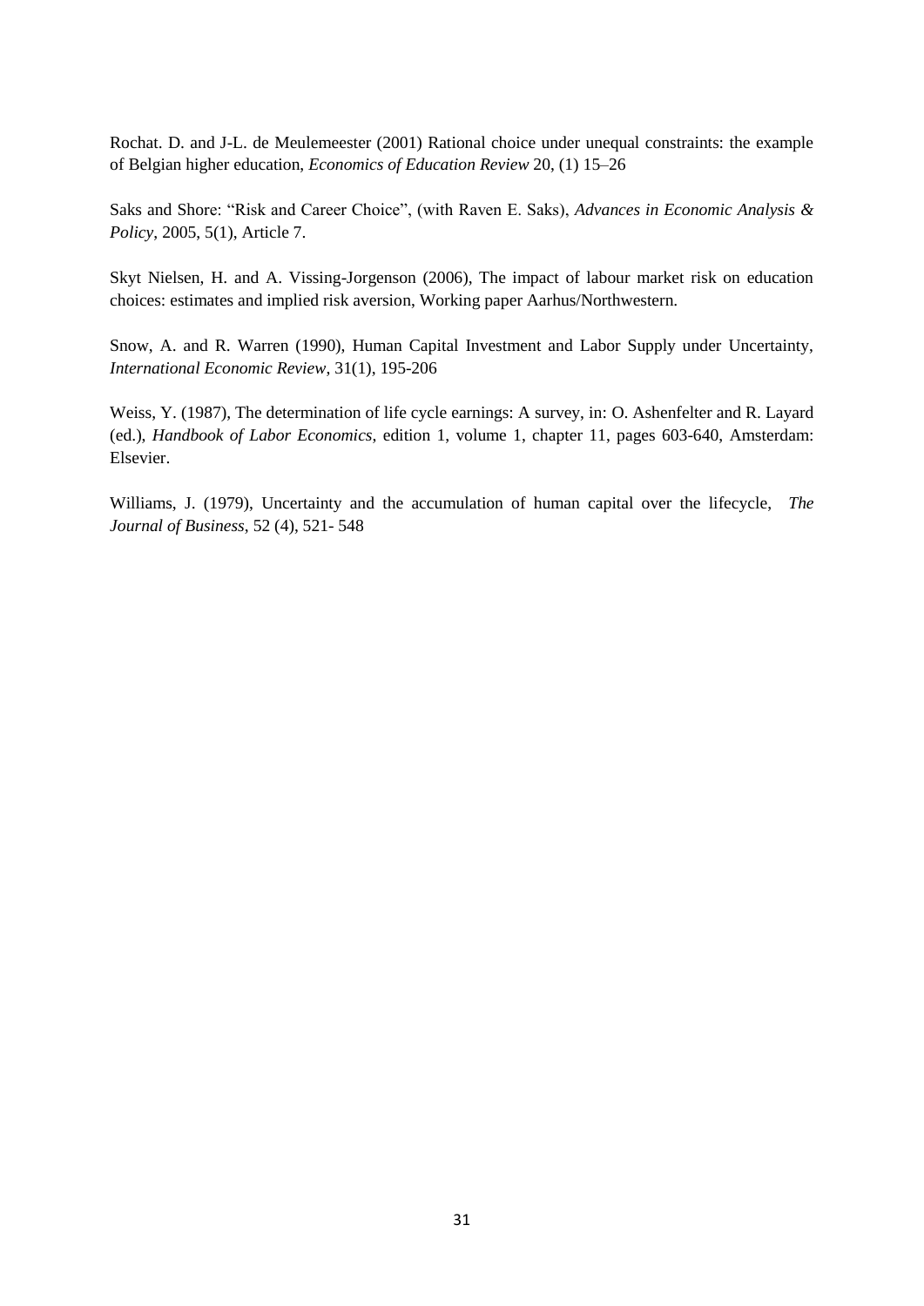Rochat. D. and J-L. de Meulemeester (2001) Rational choice under unequal constraints: the example of Belgian higher education, *Economics of Education Review* 20, (1) 15–26

Saks and Shore: "Risk and Career Choice", (with Raven E. Saks), *Advances in Economic Analysis & Policy*, 2005, 5(1), Article 7.

Skyt Nielsen, H. and A. Vissing-Jorgenson (2006), The impact of labour market risk on education choices: estimates and implied risk aversion, Working paper Aarhus/Northwestern.

Snow, A. and R. Warren (1990), Human Capital Investment and Labor Supply under Uncertainty, *International Economic Review*, 31(1), 195-206

Weiss, Y. (1987), The determination of life cycle earnings: A survey, in: O. Ashenfelter and R. Layard (ed.), *Handbook of Labor Economics*, edition 1, volume 1, chapter 11, pages 603-640, Amsterdam: Elsevier.

Williams, J. (1979), Uncertainty and the accumulation of human capital over the lifecycle, *The Journal of Business*, 52 (4), 521- 548